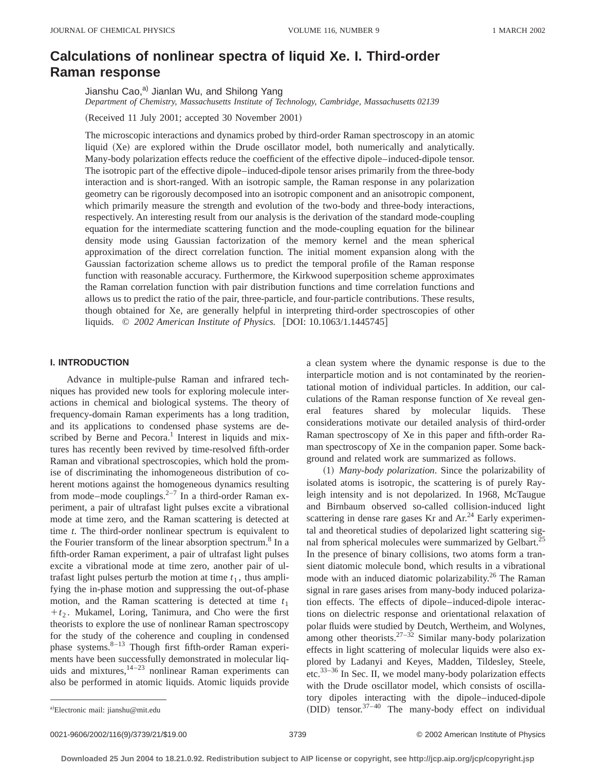# Calculations of nonlinear spectra of liquid Xe. I. Third-order Raman response

Jianshu Cao,[a] Jianlan Wu, and Shilong Yang

*Department of Chemistry, Massachusetts Institute of Technology, Cambridge, Massachusetts 02139*

(Received 11 July 2001; accepted 30 November 2001)

The microscopic interactions and dynamics probed by third-order Raman spectroscopy in an atomic liquid (Xe) are explored within the Drude oscillator model, both numerically and analytically. Many-body polarization effects reduce the coefficient of the effective dipole–induced-dipole tensor. The isotropic part of the effective dipole–induced-dipole tensor arises primarily from the three-body interaction and is short-ranged. With an isotropic sample, the Raman response in any polarization geometry can be rigorously decomposed into an isotropic component and an anisotropic component, which primarily measure the strength and evolution of the two-body and three-body interactions, respectively. An interesting result from our analysis is the derivation of the standard mode-coupling equation for the intermediate scattering function and the mode-coupling equation for the bilinear density mode using Gaussian factorization of the memory kernel and the mean spherical approximation of the direct correlation function. The initial moment expansion along with the Gaussian factorization scheme allows us to predict the temporal profile of the Raman response function with reasonable accuracy. Furthermore, the Kirkwood superposition scheme approximates the Raman correlation function with pair distribution functions and time correlation functions and allows us to predict the ratio of the pair, three-particle, and four-particle contributions. These results, though obtained for Xe, are generally helpful in interpreting third-order spectroscopies of other liquids. © *2002 American Institute of Physics.* [DOI: 10.1063/1.1445745]

## I. INTRODUCTION

Advance in multiple-pulse Raman and infrared techniques has provided new tools for exploring molecule interactions in chemical and biological systems. The theory of frequency-domain Raman experiments has a long tradition, and its applications to condensed phase systems are described by Berne and Pecora.[1] Interest in liquids and mixtures has recently been revived by time-resolved fifth-order Raman and vibrational spectroscopies, which hold the promise of discriminating the inhomogeneous distribution of coherent motions against the homogeneous dynamics resulting from mode–mode couplings.[2–7] In a third-order Raman experiment, a pair of ultrafast light pulses excite a vibrational mode at time zero, and the Raman scattering is detected at time $t$. The third-order nonlinear spectrum is equivalent to the Fourier transform of the linear absorption spectrum.[8] In a fifth-order Raman experiment, a pair of ultrafast light pulses excite a vibrational mode at time zero, another pair of ultrafast light pulses perturb the motion at time $t_1$, thus amplifying the in-phase motion and suppressing the out-of-phase motion, and the Raman scattering is detected at time $t_1+t_2$. Mukamel, Loring, Tanimura, and Cho were the first theorists to explore the use of nonlinear Raman spectroscopy for the study of the coherence and coupling in condensed phase systems.[8–13] Though first fifth-order Raman experiments have been successfully demonstrated in molecular liquids and mixtures,[14–23] nonlinear Raman experiments can also be performed in atomic liquids. Atomic liquids provide a clean system where the dynamic response is due to the interparticle motion and is not contaminated by the reorientational motion of individual particles. In addition, our calculations of the Raman response function of Xe reveal general features shared by molecular liquids. These considerations motivate our detailed analysis of third-order Raman spectroscopy of Xe in this paper and fifth-order Raman spectroscopy of Xe in the companion paper. Some background and related work are summarized as follows.

(1) *Many-body polarization*. Since the polarizability of isolated atoms is isotropic, the scattering is of purely Rayleigh intensity and is not depolarized. In 1968, McTaugue and Birnbaum observed so-called collision-induced light scattering in dense rare gases Kr and Ar.[24] Early experimental and theoretical studies of depolarized light scattering signal from spherical molecules were summarized by Gelbart.[25] In the presence of binary collisions, two atoms form a transient diatomic molecule bond, which results in a vibrational mode with an induced diatomic polarizability.[26] The Raman signal in rare gases arises from many-body induced polarization effects. The effects of dipole–induced-dipole interactions on dielectric response and orientational relaxation of polar fluids were studied by Deutch, Wertheim, and Wolynes, among other theorists.[27–32] Similar many-body polarization effects in light scattering of molecular liquids were also explored by Ladanyi and Keyes, Madden, Tildesley, Steele, etc.[33–36] In Sec. II, we model many-body polarization effects with the Drude oscillator model, which consists of oscillatory dipoles interacting with the dipole–induced-dipole (DID) tensor.[37–40] The many-body effect on individual

[a] Electronic mail: jianshu@mit.edu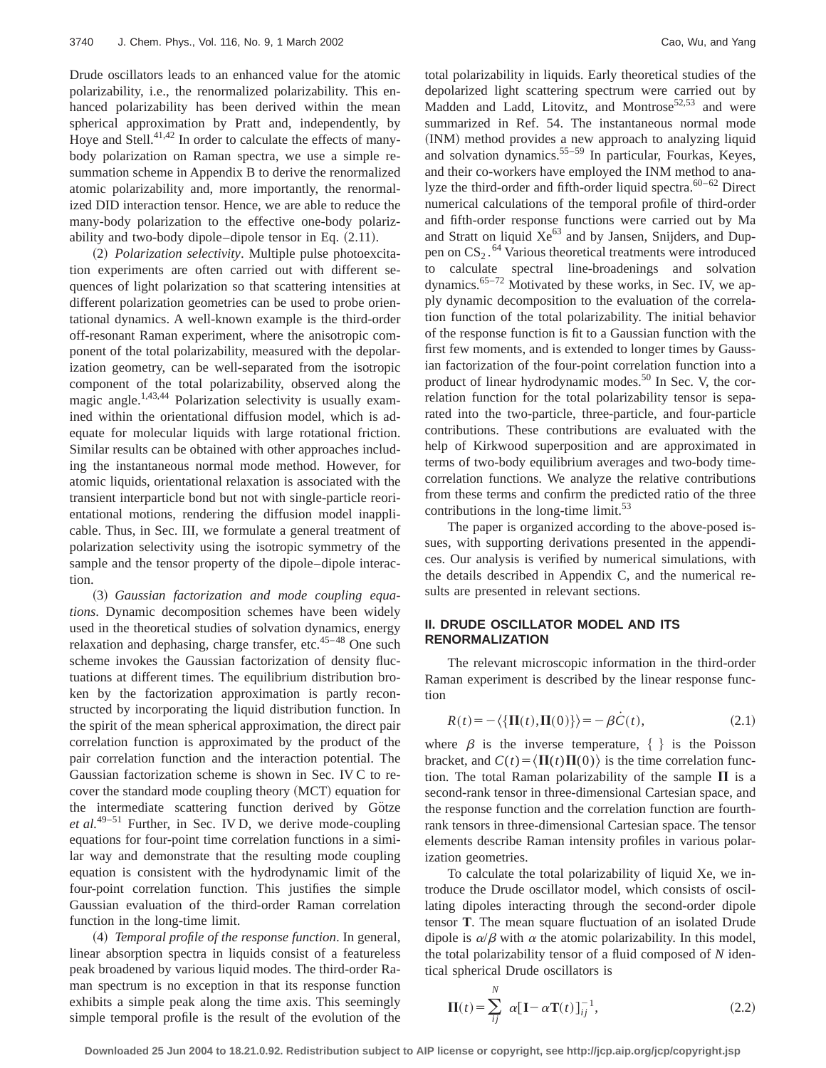Drude oscillators leads to an enhanced value for the atomic polarizability, i.e., the renormalized polarizability. This enhanced polarizability has been derived within the mean spherical approximation by Pratt and, independently, by Hoye and Stell.[41,42] In order to calculate the effects of many-body polarization on Raman spectra, we use a simple resummation scheme in Appendix B to derive the renormalized atomic polarizability and, more importantly, the renormalized DID interaction tensor. Hence, we are able to reduce the many-body polarization to the effective one-body polarizability and two-body dipole–dipole tensor in Eq. (2.11).

(2) *Polarization selectivity*. Multiple pulse photoexcitation experiments are often carried out with different sequences of light polarization so that scattering intensities at different polarization geometries can be used to probe orientational dynamics. A well-known example is the third-order off-resonant Raman experiment, where the anisotropic component of the total polarizability, measured with the depolarization geometry, can be well-separated from the isotropic component of the total polarizability, observed along the magic angle.[1,43,44] Polarization selectivity is usually examined within the orientational diffusion model, which is adequate for molecular liquids with large rotational friction. Similar results can be obtained with other approaches including the instantaneous normal mode method. However, for atomic liquids, orientational relaxation is associated with the transient interparticle bond but not with single-particle reorientational motions, rendering the diffusion model inapplicable. Thus, in Sec. III, we formulate a general treatment of polarization selectivity using the isotropic symmetry of the sample and the tensor property of the dipole–dipole interaction.

(3) *Gaussian factorization and mode coupling equations*. Dynamic decomposition schemes have been widely used in the theoretical studies of solvation dynamics, energy relaxation and dephasing, charge transfer, etc.[45–48] One such scheme invokes the Gaussian factorization of density fluctuations at different times. The equilibrium distribution broken by the factorization approximation is partly reconstructed by incorporating the liquid distribution function. In the spirit of the mean spherical approximation, the direct pair correlation function is approximated by the product of the pair correlation function and the interaction potential. The Gaussian factorization scheme is shown in Sec. IV C to recover the standard mode coupling theory (MCT) equation for the intermediate scattering function derived by Götze *et al.*[49–51] Further, in Sec. IV D, we derive mode-coupling equations for four-point time correlation functions in a similar way and demonstrate that the resulting mode coupling equation is consistent with the hydrodynamic limit of the four-point correlation function. This justifies the simple Gaussian evaluation of the third-order Raman correlation function in the long-time limit.

(4) *Temporal profile of the response function*. In general, linear absorption spectra in liquids consist of a featureless peak broadened by various liquid modes. The third-order Raman spectrum is no exception in that its response function exhibits a simple peak along the time axis. This seemingly simple temporal profile is the result of the evolution of the total polarizability in liquids. Early theoretical studies of the depolarized light scattering spectrum were carried out by Madden and Ladd, Litovitz, and Montrose[52,53] and were summarized in Ref. 54. The instantaneous normal mode (INM) method provides a new approach to analyzing liquid and solvation dynamics.[55–59] In particular, Fourkas, Keyes, and their co-workers have employed the INM method to analyze the third-order and fifth-order liquid spectra.[60–62] Direct numerical calculations of the temporal profile of third-order and fifth-order response functions were carried out by Ma and Stratt on liquid Xe[63] and by Jansen, Snijders, and Duppen on $CS_2$.[64] Various theoretical treatments were introduced to calculate spectral line-broadenings and solvation dynamics.[65–72] Motivated by these works, in Sec. IV, we apply dynamic decomposition to the evaluation of the correlation function of the total polarizability. The initial behavior of the response function is fit to a Gaussian function with the first few moments, and is extended to longer times by Gaussian factorization of the four-point correlation function into a product of linear hydrodynamic modes.[50] In Sec. V, the correlation function for the total polarizability tensor is separated into the two-particle, three-particle, and four-particle contributions. These contributions are evaluated with the help of Kirkwood superposition and are approximated in terms of two-body equilibrium averages and two-body time-correlation functions. We analyze the relative contributions from these terms and confirm the predicted ratio of the three contributions in the long-time limit.[53]

The paper is organized according to the above-posed issues, with supporting derivations presented in the appendices. Our analysis is verified by numerical simulations, with the details described in Appendix C, and the numerical results are presented in relevant sections.

## II. DRUDE OSCILLATOR MODEL AND ITS RENORMALIZATION

The relevant microscopic information in the third-order Raman experiment is described by the linear response function

$$R(t) = -\langle\{\mathbf{\Pi}(t),\mathbf{\Pi}(0)\}\rangle = -\beta\dot{C}(t), \tag{2.1}$$

where $\beta$ is the inverse temperature, $\{\ \}$ is the Poisson bracket, and $C(t)=\langle\mathbf{\Pi}(t)\mathbf{\Pi}(0)\rangle$ is the time correlation function. The total Raman polarizability of the sample $\mathbf{\Pi}$ is a second-rank tensor in three-dimensional Cartesian space, and the response function and the correlation function are fourth-rank tensors in three-dimensional Cartesian space. The tensor elements describe Raman intensity profiles in various polarization geometries.

To calculate the total polarizability of liquid Xe, we introduce the Drude oscillator model, which consists of oscillating dipoles interacting through the second-order dipole tensor $\mathbf{T}$. The mean square fluctuation of an isolated Drude dipole is $\alpha/\beta$ with $\alpha$ the atomic polarizability. In this model, the total polarizability tensor of a fluid composed of $N$ identical spherical Drude oscillators is

$$\mathbf{\Pi}(t) = \sum_{ij}^{N} \alpha[\mathbf{I}-\alpha\mathbf{T}(t)]_{ij}^{-1}, \tag{2.2}$$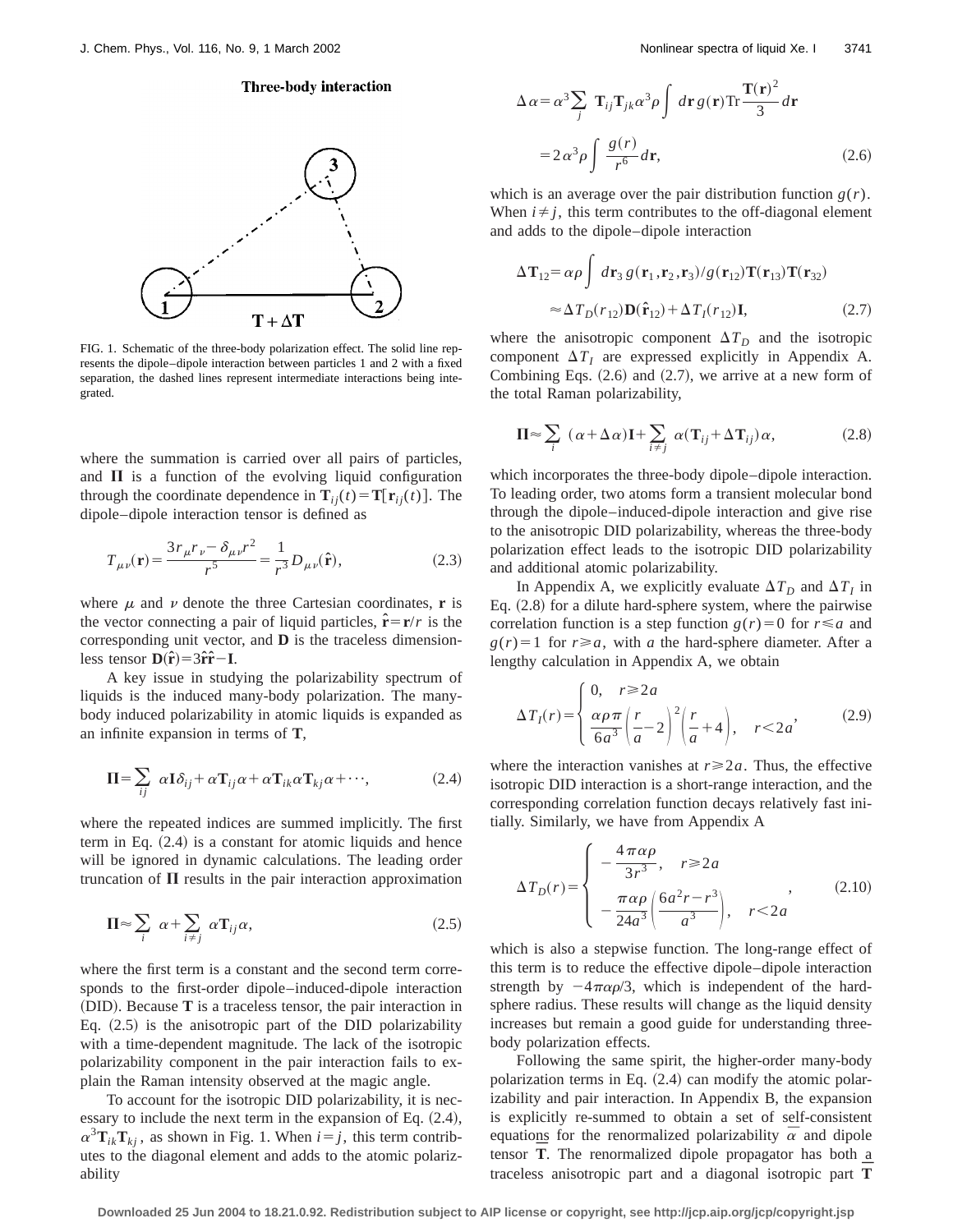**Three-body interaction**

FIG. 1. Schematic of the three-body polarization effect. The solid line represents the dipole–dipole interaction between particles 1 and 2 with a fixed separation, the dashed lines represent intermediate interactions being integrated.

where the summation is carried over all pairs of particles, and $\mathbf{\Pi}$ is a function of the evolving liquid configuration through the coordinate dependence in $\mathbf{T}_{ij}(t) = \mathbf{T}[\mathbf{r}_{ij}(t)]$. The dipole–dipole interaction tensor is defined as

$$T_{\mu\nu}(\mathbf{r}) = \frac{3r_\mu r_\nu - \delta_{\mu\nu} r^2}{r^5} = \frac{1}{r^3} D_{\mu\nu}(\hat{\mathbf{r}}), \tag{2.3}$$

where $\mu$ and $\nu$ denote the three Cartesian coordinates, $\mathbf{r}$ is the vector connecting a pair of liquid particles, $\hat{\mathbf{r}} = \mathbf{r}/r$ is the corresponding unit vector, and $\mathbf{D}$ is the traceless dimensionless tensor $\mathbf{D}(\hat{\mathbf{r}}) = 3\hat{\mathbf{r}}\hat{\mathbf{r}} - \mathbf{I}$.

A key issue in studying the polarizability spectrum of liquids is the induced many-body polarization. The many-body induced polarizability in atomic liquids is expanded as an infinite expansion in terms of $\mathbf{T}$,

$$\mathbf{\Pi} = \sum_{ij} \alpha \mathbf{I} \delta_{ij} + \alpha \mathbf{T}_{ij} \alpha + \alpha \mathbf{T}_{ik} \alpha \mathbf{T}_{kj} \alpha + \cdots, \tag{2.4}$$

where the repeated indices are summed implicitly. The first term in Eq. (2.4) is a constant for atomic liquids and hence will be ignored in dynamic calculations. The leading order truncation of $\mathbf{\Pi}$ results in the pair interaction approximation

$$\mathbf{\Pi} \approx \sum_i \alpha + \sum_{i \neq j} \alpha \mathbf{T}_{ij} \alpha, \tag{2.5}$$

where the first term is a constant and the second term corresponds to the first-order dipole–induced-dipole interaction (DID). Because $\mathbf{T}$ is a traceless tensor, the pair interaction in Eq. (2.5) is the anisotropic part of the DID polarizability with a time-dependent magnitude. The lack of the isotropic polarizability component in the pair interaction fails to explain the Raman intensity observed at the magic angle.

To account for the isotropic DID polarizability, it is necessary to include the next term in the expansion of Eq. (2.4), $\alpha^3 \mathbf{T}_{ik} \mathbf{T}_{kj}$, as shown in Fig. 1. When $i = j$, this term contributes to the diagonal element and adds to the atomic polarizability

$$\Delta\alpha = \alpha^3 \sum_j \mathbf{T}_{ij} \mathbf{T}_{jk} \alpha^3 \rho \int d\mathbf{r}\, g(\mathbf{r}) \mathrm{Tr} \frac{\mathbf{T}(\mathbf{r})^2}{3} d\mathbf{r}$$
$$= 2\alpha^3 \rho \int \frac{g(r)}{r^6} d\mathbf{r}, \tag{2.6}$$

which is an average over the pair distribution function $g(r)$. When $i \neq j$, this term contributes to the off-diagonal element and adds to the dipole–dipole interaction

$$\Delta\mathbf{T}_{12} = \alpha\rho \int d\mathbf{r}_3\, g(\mathbf{r}_1, \mathbf{r}_2, \mathbf{r}_3)/g(\mathbf{r}_{12}) \mathbf{T}(\mathbf{r}_{13}) \mathbf{T}(\mathbf{r}_{32})$$
$$\approx \Delta T_D(r_{12}) \mathbf{D}(\hat{\mathbf{r}}_{12}) + \Delta T_I(r_{12}) \mathbf{I}, \tag{2.7}$$

where the anisotropic component $\Delta T_D$ and the isotropic component $\Delta T_I$ are expressed explicitly in Appendix A. Combining Eqs. (2.6) and (2.7), we arrive at a new form of the total Raman polarizability,

$$\mathbf{\Pi} \approx \sum_i (\alpha + \Delta\alpha) \mathbf{I} + \sum_{i \neq j} \alpha (\mathbf{T}_{ij} + \Delta\mathbf{T}_{ij}) \alpha, \tag{2.8}$$

which incorporates the three-body dipole–dipole interaction. To leading order, two atoms form a transient molecular bond through the dipole–induced-dipole interaction and give rise to the anisotropic DID polarizability, whereas the three-body polarization effect leads to the isotropic DID polarizability and additional atomic polarizability.

In Appendix A, we explicitly evaluate $\Delta T_D$ and $\Delta T_I$ in Eq. (2.8) for a dilute hard-sphere system, where the pairwise correlation function is a step function $g(r) = 0$ for $r \leqslant a$ and $g(r) = 1$ for $r \geqslant a$, with $a$ the hard-sphere diameter. After a lengthy calculation in Appendix A, we obtain

$$\Delta T_I(r) = \begin{cases} 0, & r \geqslant 2a \\ \dfrac{\alpha\rho\pi}{6a^3} \left(\dfrac{r}{a} - 2\right)^2 \left(\dfrac{r}{a} + 4\right), & r < 2a \end{cases}, \tag{2.9}$$

where the interaction vanishes at $r \geqslant 2a$. Thus, the effective isotropic DID interaction is a short-range interaction, and the corresponding correlation function decays relatively fast initially. Similarly, we have from Appendix A

$$\Delta T_D(r) = \begin{cases} -\dfrac{4\pi\alpha\rho}{3r^3}, & r \geqslant 2a \\ -\dfrac{\pi\alpha\rho}{24a^3} \left(\dfrac{6a^2 r - r^3}{a^3}\right), & r < 2a \end{cases}, \tag{2.10}$$

which is also a stepwise function. The long-range effect of this term is to reduce the effective dipole–dipole interaction strength by $-4\pi\alpha\rho/3$, which is independent of the hard-sphere radius. These results will change as the liquid density increases but remain a good guide for understanding three-body polarization effects.

Following the same spirit, the higher-order many-body polarization terms in Eq. (2.4) can modify the atomic polarizability and pair interaction. In Appendix B, the expansion is explicitly re-summed to obtain a set of self-consistent equations for the renormalized polarizability $\bar{\alpha}$ and dipole tensor $\bar{\mathbf{T}}$. The renormalized dipole propagator has both a traceless anisotropic part and a diagonal isotropic part $\bar{\mathbf{T}}$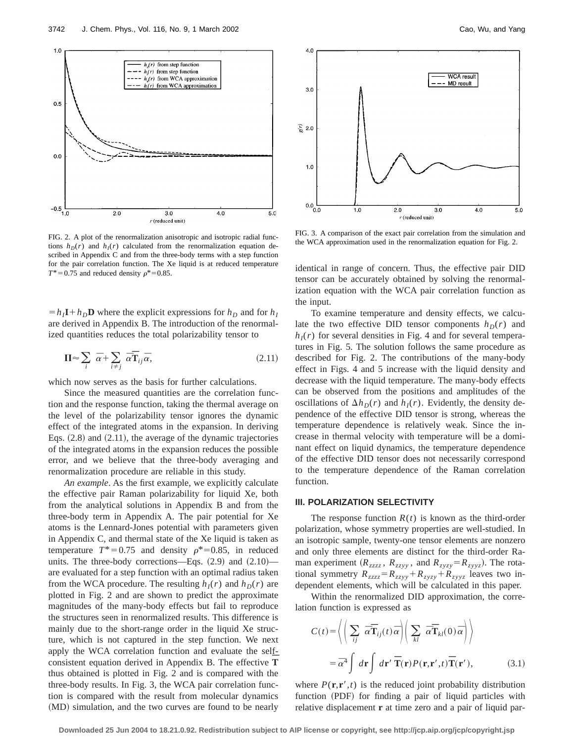FIG. 2. A plot of the renormalization anisotropic and isotropic radial functions $h_D(r)$ and $h_I(r)$ calculated from the renormalization equation described in Appendix C and from the three-body terms with a step function for the pair correlation function. The Xe liquid is at reduced temperature $T^*=0.75$ and reduced density $\rho^*=0.85$.

FIG. 3. A comparison of the exact pair correlation from the simulation and the WCA approximation used in the renormalization equation for Fig. 2.

$=h_I\mathbf{I}+h_D\mathbf{D}$ where the explicit expressions for $h_D$ and for $h_I$ are derived in Appendix B. The introduction of the renormalized quantities reduces the total polarizability tensor to

$$\mathbf{\Pi}\approx\sum_i \bar{\alpha}+\sum_{i\neq j}\bar{\alpha}\bar{\bar{\mathbf{T}}}_{ij}\bar{\alpha}, \tag{2.11}$$

which now serves as the basis for further calculations.

Since the measured quantities are the correlation function and the response function, taking the thermal average on the level of the polarizability tensor ignores the dynamic effect of the integrated atoms in the expansion. In deriving Eqs. (2.8) and (2.11), the average of the dynamic trajectories of the integrated atoms in the expansion reduces the possible error, and we believe that the three-body averaging and renormalization procedure are reliable in this study.

*An example*. As the first example, we explicitly calculate the effective pair Raman polarizability for liquid Xe, both from the analytical solutions in Appendix B and from the three-body term in Appendix A. The pair potential for Xe atoms is the Lennard-Jones potential with parameters given in Appendix C, and thermal state of the Xe liquid is taken as temperature $T^*=0.75$ and density $\rho^*=0.85$, in reduced units. The three-body corrections—Eqs. (2.9) and (2.10)—are evaluated for a step function with an optimal radius taken from the WCA procedure. The resulting $h_I(r)$ and $h_D(r)$ are plotted in Fig. 2 and are shown to predict the approximate magnitudes of the many-body effects but fail to reproduce the structures seen in renormalized results. This difference is mainly due to the short-range order in the liquid Xe structure, which is not captured in the step function. We next apply the WCA correlation function and evaluate the self-consistent equation derived in Appendix B. The effective $\mathbf{T}$ thus obtained is plotted in Fig. 2 and is compared with the three-body results. In Fig. 3, the WCA pair correlation function is compared with the result from molecular dynamics (MD) simulation, and the two curves are found to be nearly identical in range of concern. Thus, the effective pair DID tensor can be accurately obtained by solving the renormalization equation with the WCA pair correlation function as the input.

To examine temperature and density effects, we calculate the two effective DID tensor components $h_D(r)$ and $h_I(r)$ for several densities in Fig. 4 and for several temperatures in Fig. 5. The solution follows the same procedure as described for Fig. 2. The contributions of the many-body effect in Figs. 4 and 5 increase with the liquid density and decrease with the liquid temperature. The many-body effects can be observed from the positions and amplitudes of the oscillations of $\Delta h_D(r)$ and $h_I(r)$. Evidently, the density dependence of the effective DID tensor is strong, whereas the temperature dependence is relatively weak. Since the increase in thermal velocity with temperature will be a dominant effect on liquid dynamics, the temperature dependence of the effective DID tensor does not necessarily correspond to the temperature dependence of the Raman correlation function.

### III. POLARIZATION SELECTIVITY

The response function $R(t)$ is known as the third-order polarization, whose symmetry properties are well-studied. In an isotropic sample, twenty-one tensor elements are nonzero and only three elements are distinct for the third-order Raman experiment ($R_{zzzz}$, $R_{zzyy}$, and $R_{zyzy}=R_{zyyz}$). The rotational symmetry $R_{zzzz}=R_{zzyy}+R_{zyzy}+R_{zyyz}$ leaves two independent elements, which will be calculated in this paper.

Within the renormalized DID approximation, the correlation function is expressed as

$$C(t)=\left\langle\left(\sum_{ij}\bar{\alpha}\bar{\bar{\mathbf{T}}}_{ij}(t)\bar{\alpha}\right)\left(\sum_{kl}\bar{\alpha}\bar{\bar{\mathbf{T}}}_{kl}(0)\bar{\alpha}\right)\right\rangle$$

$$=\bar{\alpha}^4\int d\mathbf{r}\int d\mathbf{r}'\,\bar{\bar{\mathbf{T}}}(\mathbf{r})P(\mathbf{r},\mathbf{r}',t)\bar{\bar{\mathbf{T}}}(\mathbf{r}'), \tag{3.1}$$

where $P(\mathbf{r},\mathbf{r}',t)$ is the reduced joint probability distribution function (PDF) for finding a pair of liquid particles with relative displacement $\mathbf{r}$ at time zero and a pair of liquid par-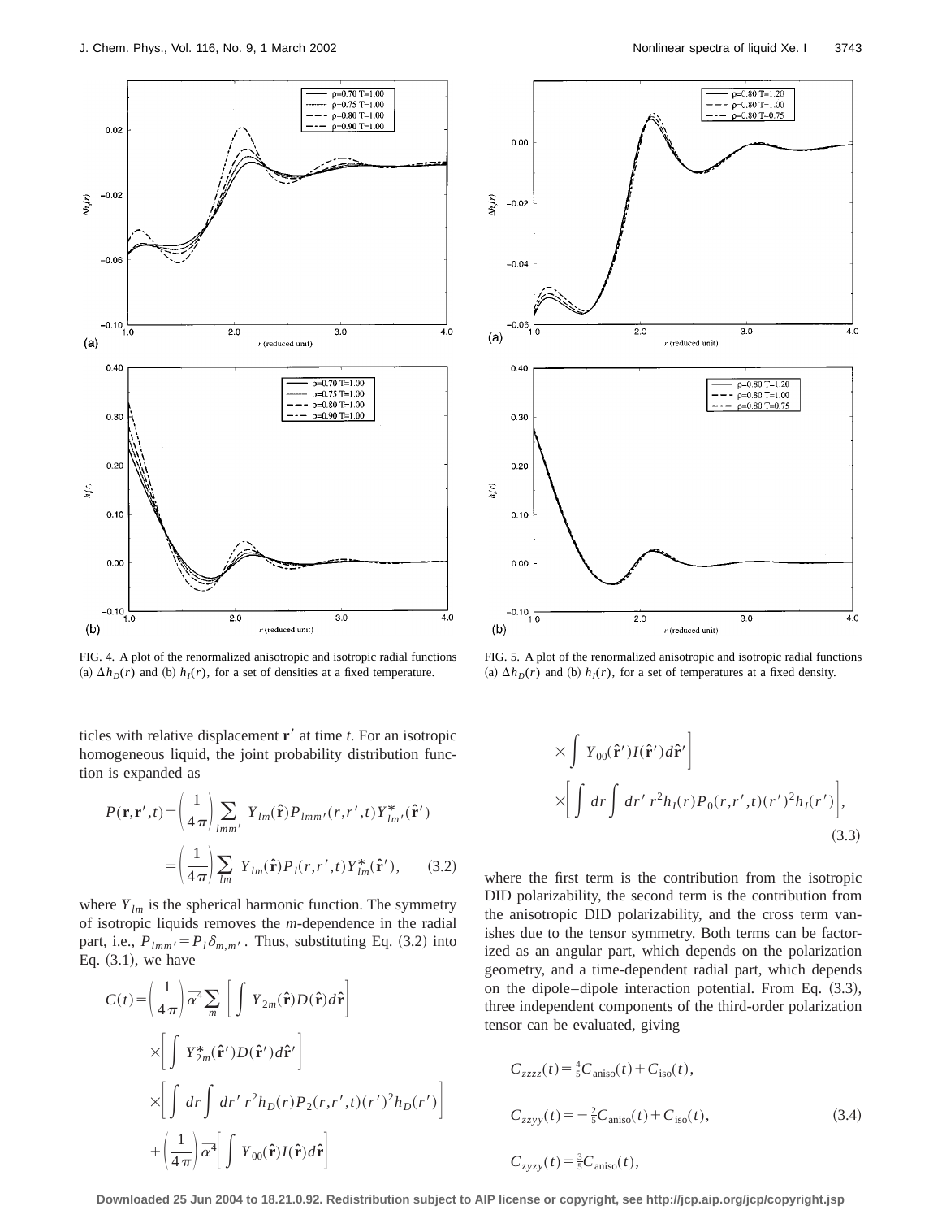FIG. 4. A plot of the renormalized anisotropic and isotropic radial functions (a) $\Delta h_D(r)$ and (b) $h_I(r)$, for a set of densities at a fixed temperature.

FIG. 5. A plot of the renormalized anisotropic and isotropic radial functions (a) $\Delta h_D(r)$ and (b) $h_I(r)$, for a set of temperatures at a fixed density.

ticles with relative displacement $\mathbf{r}'$ at time $t$. For an isotropic homogeneous liquid, the joint probability distribution function is expanded as

$$
\begin{aligned}
P(\mathbf{r},\mathbf{r}',t) &= \left(\frac{1}{4\pi}\right)\sum_{lmm'} Y_{lm}(\hat{\mathbf{r}})P_{lmm'}(r,r',t)Y^*_{lm'}(\hat{\mathbf{r}}') \\
&= \left(\frac{1}{4\pi}\right)\sum_{lm} Y_{lm}(\hat{\mathbf{r}})P_l(r,r',t)Y^*_{lm}(\hat{\mathbf{r}}'), \qquad (3.2)
\end{aligned}
$$

where $Y_{lm}$ is the spherical harmonic function. The symmetry of isotropic liquids removes the $m$-dependence in the radial part, i.e., $P_{lmm'}=P_l\delta_{m,m'}$. Thus, substituting Eq. (3.2) into Eq. (3.1), we have

$$
\begin{aligned}
C(t) &= \left(\frac{1}{4\pi}\right)\overline{\alpha}^4\sum_m\left[\int Y_{2m}(\hat{\mathbf{r}})D(\hat{\mathbf{r}})d\hat{\mathbf{r}}\right] \\
&\quad\times\left[\int Y^*_{2m}(\hat{\mathbf{r}}')D(\hat{\mathbf{r}}')d\hat{\mathbf{r}}'\right] \\
&\quad\times\left[\int dr\int dr'\,r^2h_D(r)P_2(r,r',t)(r')^2h_D(r')\right] \\
&\quad+\left(\frac{1}{4\pi}\right)\overline{\alpha}^4\left[\int Y_{00}(\hat{\mathbf{r}})I(\hat{\mathbf{r}})d\hat{\mathbf{r}}\right] \\
&\quad\times\int Y_{00}(\hat{\mathbf{r}}')I(\hat{\mathbf{r}}')d\hat{\mathbf{r}}'\Big] \\
&\quad\times\left[\int dr\int dr'\,r^2h_I(r)P_0(r,r',t)(r')^2h_I(r')\right],
\end{aligned}
\qquad (3.3)
$$

where the first term is the contribution from the isotropic DID polarizability, the second term is the contribution from the anisotropic DID polarizability, and the cross term vanishes due to the tensor symmetry. Both terms can be factorized as an angular part, which depends on the polarization geometry, and a time-dependent radial part, which depends on the dipole–dipole interaction potential. From Eq. (3.3), three independent components of the third-order polarization tensor can be evaluated, giving

$$
\begin{aligned}
C_{zzzz}(t) &= \tfrac{4}{5}C_{\mathrm{aniso}}(t)+C_{\mathrm{iso}}(t), \\
C_{zzyy}(t) &= -\tfrac{2}{5}C_{\mathrm{aniso}}(t)+C_{\mathrm{iso}}(t), \qquad (3.4) \\
C_{zyzy}(t) &= \tfrac{3}{5}C_{\mathrm{aniso}}(t),
\end{aligned}
$$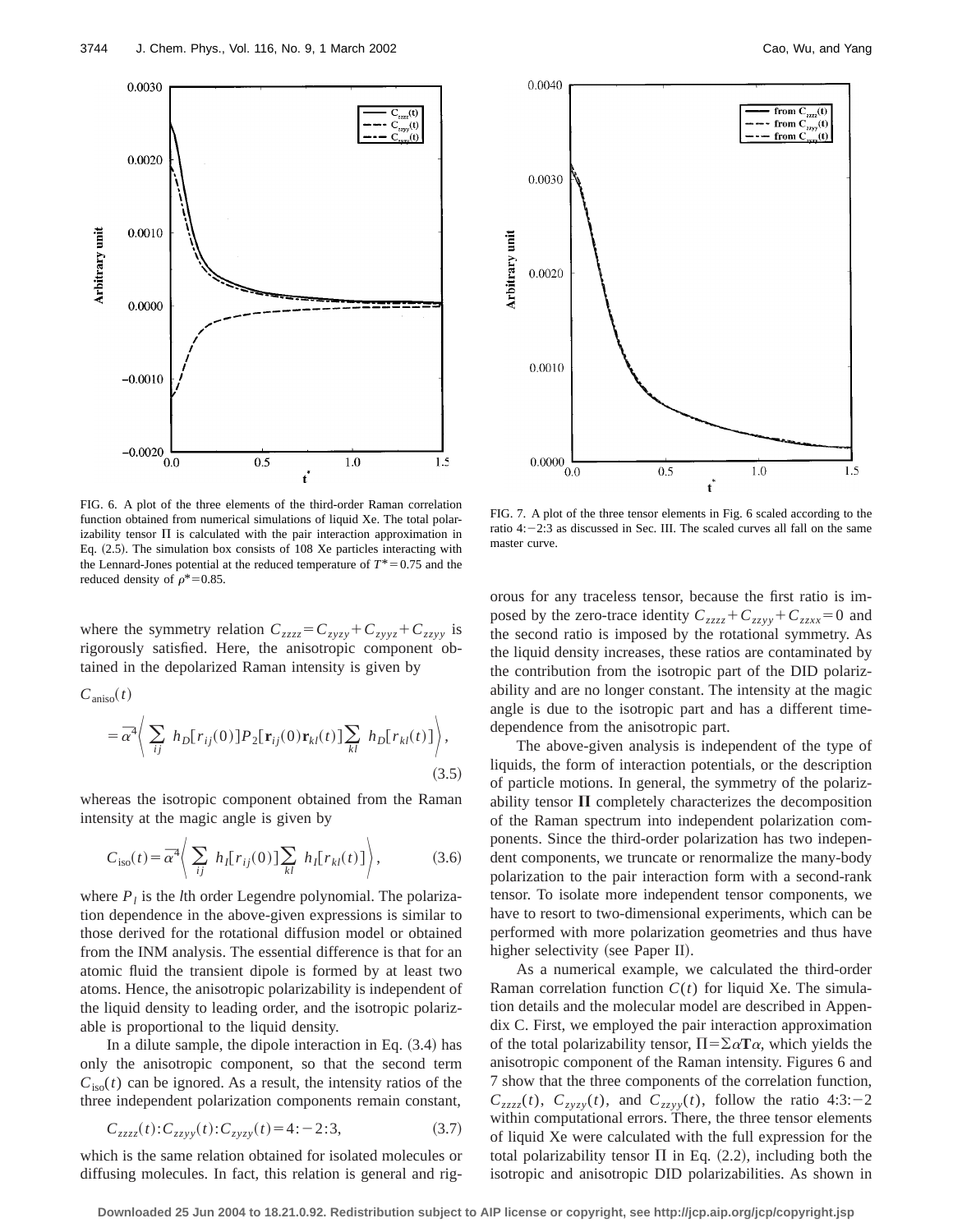FIG. 6. A plot of the three elements of the third-order Raman correlation function obtained from numerical simulations of liquid Xe. The total polarizability tensor Π is calculated with the pair interaction approximation in Eq. (2.5). The simulation box consists of 108 Xe particles interacting with the Lennard-Jones potential at the reduced temperature of $T^*=0.75$ and the reduced density of $\rho^*=0.85$.

FIG. 7. A plot of the three tensor elements in Fig. 6 scaled according to the ratio 4:−2:3 as discussed in Sec. III. The scaled curves all fall on the same master curve.

where the symmetry relation $C_{zzzz}=C_{zyzy}+C_{zyyz}+C_{zzyy}$ is rigorously satisfied. Here, the anisotropic component obtained in the depolarized Raman intensity is given by

$$C_{\text{aniso}}(t) = \overline{\alpha}^4 \left\langle \sum_{ij} h_D[r_{ij}(0)] P_2[\mathbf{r}_{ij}(0)\mathbf{r}_{kl}(t)] \sum_{kl} h_D[r_{kl}(t)] \right\rangle, \tag{3.5}$$

whereas the isotropic component obtained from the Raman intensity at the magic angle is given by

$$C_{\text{iso}}(t) = \overline{\alpha}^4 \left\langle \sum_{ij} h_I[r_{ij}(0)] \sum_{kl} h_I[r_{kl}(t)] \right\rangle, \tag{3.6}$$

where $P_l$ is the $l$th order Legendre polynomial. The polarization dependence in the above-given expressions is similar to those derived for the rotational diffusion model or obtained from the INM analysis. The essential difference is that for an atomic fluid the transient dipole is formed by at least two atoms. Hence, the anisotropic polarizability is independent of the liquid density to leading order, and the isotropic polarizable is proportional to the liquid density.

In a dilute sample, the dipole interaction in Eq. (3.4) has only the anisotropic component, so that the second term $C_{\text{iso}}(t)$ can be ignored. As a result, the intensity ratios of the three independent polarization components remain constant,

$$C_{zzzz}(t):C_{zzyy}(t):C_{zyzy}(t) = 4:-2:3, \tag{3.7}$$

which is the same relation obtained for isolated molecules or diffusing molecules. In fact, this relation is general and rigorous for any traceless tensor, because the first ratio is imposed by the zero-trace identity $C_{zzzz}+C_{zzyy}+C_{zzxx}=0$ and the second ratio is imposed by the rotational symmetry. As the liquid density increases, these ratios are contaminated by the contribution from the isotropic part of the DID polarizability and are no longer constant. The intensity at the magic angle is due to the isotropic part and has a different time-dependence from the anisotropic part.

The above-given analysis is independent of the type of liquids, the form of interaction potentials, or the description of particle motions. In general, the symmetry of the polarizability tensor $\mathbf{\Pi}$ completely characterizes the decomposition of the Raman spectrum into independent polarization components. Since the third-order polarization has two independent components, we truncate or renormalize the many-body polarization to the pair interaction form with a second-rank tensor. To isolate more independent tensor components, we have to resort to two-dimensional experiments, which can be performed with more polarization geometries and thus have higher selectivity (see Paper II).

As a numerical example, we calculated the third-order Raman correlation function $C(t)$ for liquid Xe. The simulation details and the molecular model are described in Appendix C. First, we employed the pair interaction approximation of the total polarizability tensor, $\Pi=\Sigma\alpha\mathbf{T}\alpha$, which yields the anisotropic component of the Raman intensity. Figures 6 and 7 show that the three components of the correlation function, $C_{zzzz}(t)$, $C_{zyzy}(t)$, and $C_{zzyy}(t)$, follow the ratio 4:3:−2 within computational errors. There, the three tensor elements of liquid Xe were calculated with the full expression for the total polarizability tensor Π in Eq. (2.2), including both the isotropic and anisotropic DID polarizabilities. As shown in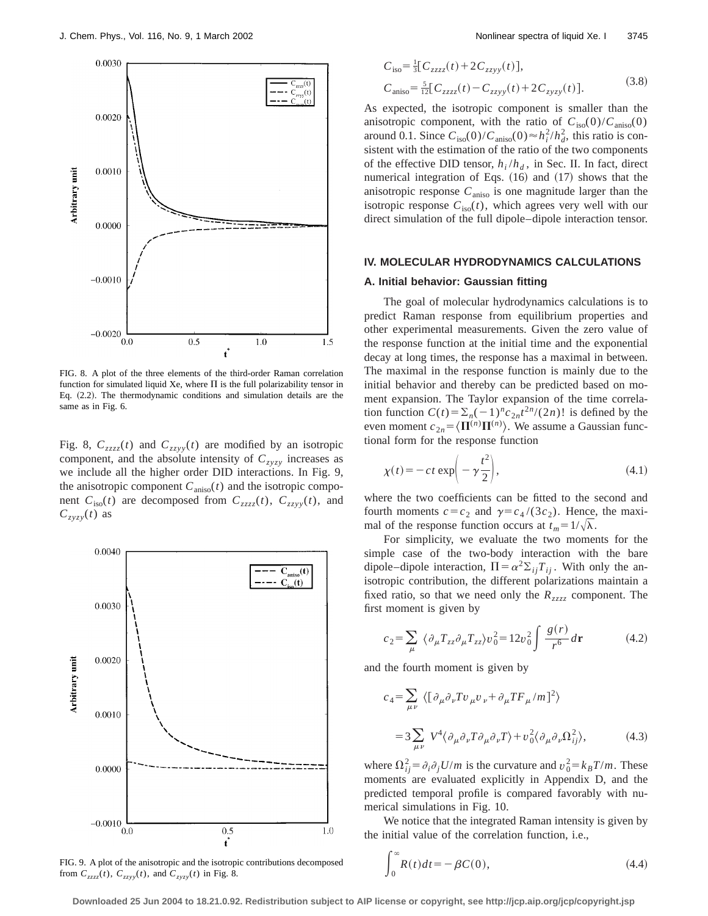FIG. 8. A plot of the three elements of the third-order Raman correlation function for simulated liquid Xe, where $\Pi$ is the full polarizability tensor in Eq. (2.2). The thermodynamic conditions and simulation details are the same as in Fig. 6.

Fig. 8, $C_{zzzz}(t)$ and $C_{zzyy}(t)$ are modified by an isotropic component, and the absolute intensity of $C_{zyzy}$ increases as we include all the higher order DID interactions. In Fig. 9, the anisotropic component $C_{\text{aniso}}(t)$ and the isotropic component $C_{\text{iso}}(t)$ are decomposed from $C_{zzzz}(t)$, $C_{zzyy}(t)$, and $C_{zyzy}(t)$ as

FIG. 9. A plot of the anisotropic and the isotropic contributions decomposed from $C_{zzzz}(t)$, $C_{zzyy}(t)$, and $C_{zyzy}(t)$ in Fig. 8.

$$C_{\text{iso}} = \tfrac{1}{3}[C_{zzzz}(t) + 2C_{zzyy}(t)],$$
$$C_{\text{aniso}} = \tfrac{5}{12}[C_{zzzz}(t) - C_{zzyy}(t) + 2C_{zyzy}(t)]. \tag{3.8}$$

As expected, the isotropic component is smaller than the anisotropic component, with the ratio of $C_{\text{iso}}(0)/C_{\text{aniso}}(0)$ around 0.1. Since $C_{\text{iso}}(0)/C_{\text{aniso}}(0) \approx h_i^2/h_d^2$, this ratio is consistent with the estimation of the ratio of the two components of the effective DID tensor, $h_i/h_d$, in Sec. II. In fact, direct numerical integration of Eqs. (16) and (17) shows that the anisotropic response $C_{\text{aniso}}$ is one magnitude larger than the isotropic response $C_{\text{iso}}(t)$, which agrees very well with our direct simulation of the full dipole–dipole interaction tensor.

## IV. MOLECULAR HYDRODYNAMICS CALCULATIONS

### A. Initial behavior: Gaussian fitting

The goal of molecular hydrodynamics calculations is to predict Raman response from equilibrium properties and other experimental measurements. Given the zero value of the response function at the initial time and the exponential decay at long times, the response has a maximal in between. The maximal in the response function is mainly due to the initial behavior and thereby can be predicted based on moment expansion. The Taylor expansion of the time correlation function $C(t) = \Sigma_n (-1)^n c_{2n} t^{2n}/(2n)!$ is defined by the even moment $c_{2n} = \langle \Pi^{(n)} \Pi^{(n)} \rangle$. We assume a Gaussian functional form for the response function

$$\chi(t) = -ct \exp\left(-\gamma \frac{t^2}{2}\right), \tag{4.1}$$

where the two coefficients can be fitted to the second and fourth moments $c = c_2$ and $\gamma = c_4/(3c_2)$. Hence, the maximal of the response function occurs at $t_m = 1/\sqrt{\lambda}$.

For simplicity, we evaluate the two moments for the simple case of the two-body interaction with the bare dipole–dipole interaction, $\Pi = \alpha^2 \Sigma_{ij} T_{ij}$. With only the anisotropic contribution, the different polarizations maintain a fixed ratio, so that we need only the $R_{zzzz}$ component. The first moment is given by

$$c_2 = \sum_{\mu} \langle \partial_\mu T_{zz} \partial_\mu T_{zz} \rangle v_0^2 = 12 v_0^2 \int \frac{g(r)}{r^6} d\mathbf{r} \tag{4.2}$$

and the fourth moment is given by

$$c_4 = \sum_{\mu\nu} \langle [\partial_\mu \partial_\nu T v_\mu v_\nu + \partial_\mu T F_\mu / m]^2 \rangle$$
$$= 3 \sum_{\mu\nu} V^4 \langle \partial_\mu \partial_\nu T \partial_\mu \partial_\nu T \rangle + v_0^2 \langle \partial_\mu \partial_\nu \Omega_{ij}^2 \rangle, \tag{4.3}$$

where $\Omega_{ij}^2 = \partial_i \partial_j U/m$ is the curvature and $v_0^2 = k_B T/m$. These moments are evaluated explicitly in Appendix D, and the predicted temporal profile is compared favorably with numerical simulations in Fig. 10.

We notice that the integrated Raman intensity is given by the initial value of the correlation function, i.e.,

$$\int_0^\infty R(t) dt = -\beta C(0), \tag{4.4}$$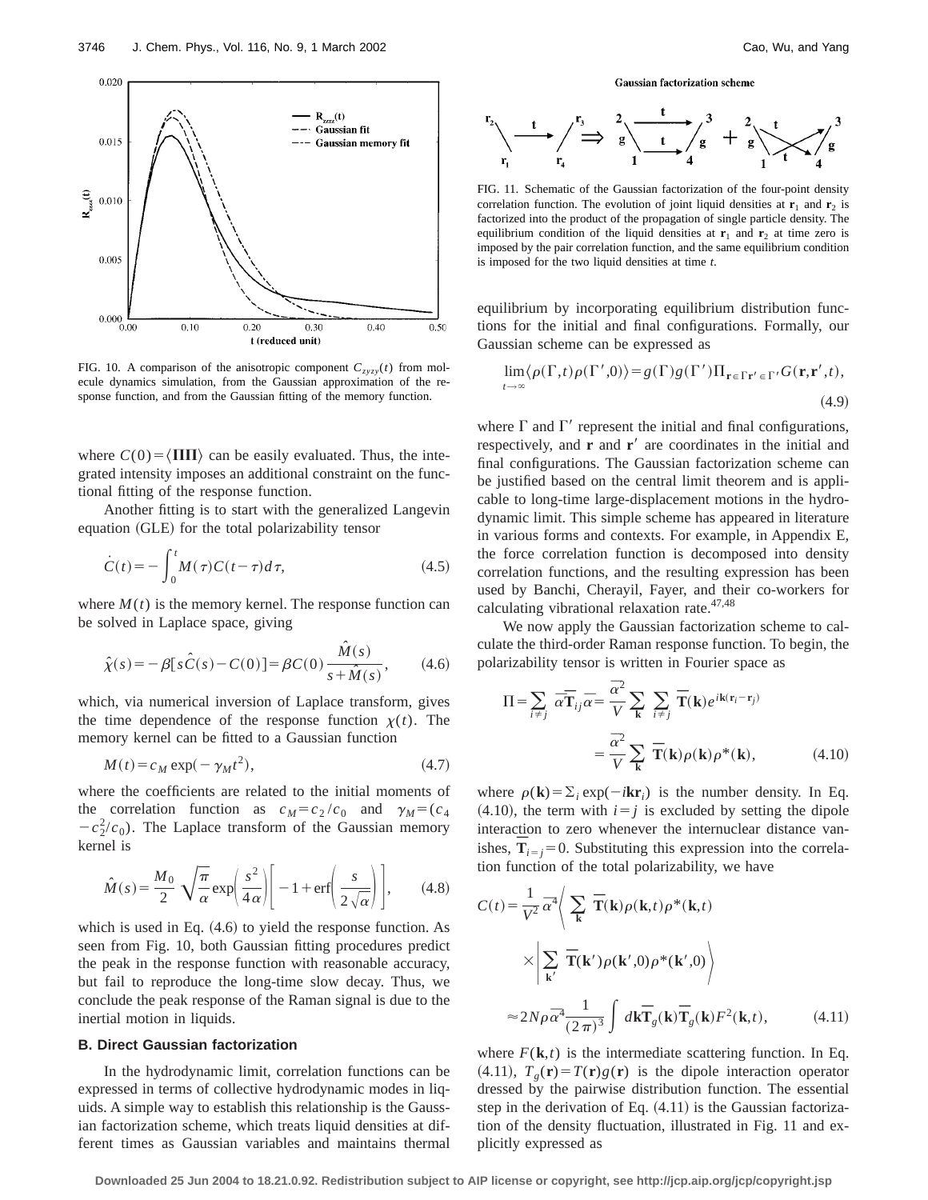FIG. 10. A comparison of the anisotropic component $C_{zyzy}(t)$ from molecule dynamics simulation, from the Gaussian approximation of the response function, and from the Gaussian fitting of the memory function.

where $C(0)=\langle \Pi\Pi\Pi \rangle$ can be easily evaluated. Thus, the integrated intensity imposes an additional constraint on the functional fitting of the response function.

Another fitting is to start with the generalized Langevin equation (GLE) for the total polarizability tensor

$$\dot{C}(t) = -\int_0^t M(\tau)C(t-\tau)d\tau, \tag{4.5}$$

where $M(t)$ is the memory kernel. The response function can be solved in Laplace space, giving

$$\hat{\chi}(s) = -\beta[s\hat{C}(s) - C(0)] = \beta C(0)\frac{\hat{M}(s)}{s+\hat{M}(s)}, \tag{4.6}$$

which, via numerical inversion of Laplace transform, gives the time dependence of the response function $\chi(t)$. The memory kernel can be fitted to a Gaussian function

$$M(t) = c_M \exp(-\gamma_M t^2), \tag{4.7}$$

where the coefficients are related to the initial moments of the correlation function as $c_M = c_2/c_0$ and $\gamma_M = (c_4 - c_2^2/c_0)$. The Laplace transform of the Gaussian memory kernel is

$$\hat{M}(s) = \frac{M_0}{2}\sqrt{\frac{\pi}{\alpha}}\exp\left(\frac{s^2}{4\alpha}\right)\left[-1+\text{erf}\left(\frac{s}{2\sqrt{\alpha}}\right)\right], \tag{4.8}$$

which is used in Eq. (4.6) to yield the response function. As seen from Fig. 10, both Gaussian fitting procedures predict the peak in the response function with reasonable accuracy, but fail to reproduce the long-time slow decay. Thus, we conclude the peak response of the Raman signal is due to the inertial motion in liquids.

### B. Direct Gaussian factorization

In the hydrodynamic limit, correlation functions can be expressed in terms of collective hydrodynamic modes in liquids. A simple way to establish this relationship is the Gaussian factorization scheme, which treats liquid densities at different times as Gaussian variables and maintains thermal equilibrium by incorporating equilibrium distribution functions for the initial and final configurations. Formally, our Gaussian scheme can be expressed as

$$\lim_{t\to\infty}\langle \rho(\Gamma,t)\rho(\Gamma',0)\rangle = g(\Gamma)g(\Gamma')\Pi_{\mathbf{r}\in\Gamma\mathbf{r}'\in\Gamma'}G(\mathbf{r},\mathbf{r}',t), \tag{4.9}$$

where $\Gamma$ and $\Gamma'$ represent the initial and final configurations, respectively, and $\mathbf{r}$ and $\mathbf{r}'$ are coordinates in the initial and final configurations. The Gaussian factorization scheme can be justified based on the central limit theorem and is applicable to long-time large-displacement motions in the hydrodynamic limit. This simple scheme has appeared in literature in various forms and contexts. For example, in Appendix E, the force correlation function is decomposed into density correlation functions, and the resulting expression has been used by Banchi, Cherayil, Fayer, and their co-workers for calculating vibrational relaxation rate.[47,48]

Gaussian factorization scheme

FIG. 11. Schematic of the Gaussian factorization of the four-point density correlation function. The evolution of joint liquid densities at $\mathbf{r}_1$ and $\mathbf{r}_2$ is factorized into the product of the propagation of single particle density. The equilibrium condition of the liquid densities at $\mathbf{r}_1$ and $\mathbf{r}_2$ at time zero is imposed by the pair correlation function, and the same equilibrium condition is imposed for the two liquid densities at time $t$.

We now apply the Gaussian factorization scheme to calculate the third-order Raman response function. To begin, the polarizability tensor is written in Fourier space as

$$\begin{aligned}\Pi &= \sum_{i\neq j}\bar{\alpha}\bar{\mathbf{T}}_{ij}\bar{\alpha} = \frac{\bar{\alpha}^2}{V}\sum_{\mathbf{k}}\sum_{i\neq j}\bar{\mathbf{T}}(\mathbf{k})e^{i\mathbf{k}(\mathbf{r}_i-\mathbf{r}_j)}\\ &= \frac{\bar{\alpha}^2}{V}\sum_{\mathbf{k}}\bar{\mathbf{T}}(\mathbf{k})\rho(\mathbf{k})\rho^*(\mathbf{k}),\end{aligned} \tag{4.10}$$

where $\rho(\mathbf{k}) = \Sigma_i \exp(-i\mathbf{k}\mathbf{r}_i)$ is the number density. In Eq. (4.10), the term with $i=j$ is excluded by setting the dipole interaction to zero whenever the internuclear distance vanishes, $\bar{\mathbf{T}}_{i=j}=0$. Substituting this expression into the correlation function of the total polarizability, we have

$$\begin{aligned}C(t) &= \frac{1}{V^2}\bar{\alpha}^4\left\langle \sum_{\mathbf{k}}\bar{\mathbf{T}}(\mathbf{k})\rho(\mathbf{k},t)\rho^*(\mathbf{k},t)\right.\\ &\quad\times\left.\left|\sum_{\mathbf{k}'}\bar{\mathbf{T}}(\mathbf{k}')\rho(\mathbf{k}',0)\rho^*(\mathbf{k}',0)\right.\right\rangle\\ &\approx 2N\rho\bar{\alpha}^4\frac{1}{(2\pi)^3}\int d\mathbf{k}\bar{\mathbf{T}}_g(\mathbf{k})\bar{\mathbf{T}}_g(\mathbf{k})F^2(\mathbf{k},t),\end{aligned} \tag{4.11}$$

where $F(\mathbf{k},t)$ is the intermediate scattering function. In Eq. (4.11), $T_g(\mathbf{r}) = T(\mathbf{r})g(\mathbf{r})$ is the dipole interaction operator dressed by the pairwise distribution function. The essential step in the derivation of Eq. (4.11) is the Gaussian factorization of the density fluctuation, illustrated in Fig. 11 and explicitly expressed as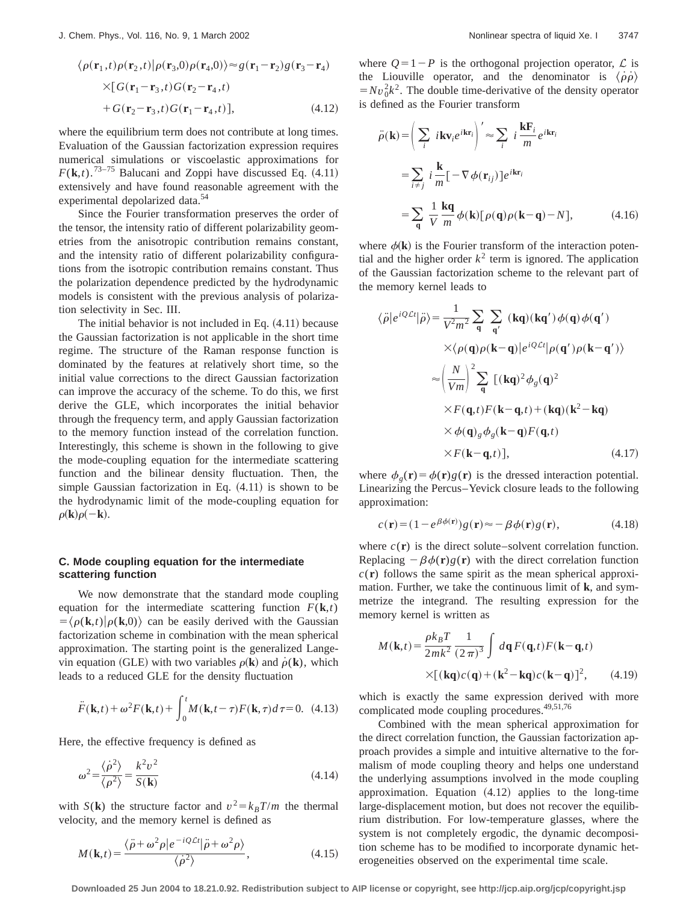$$\langle \rho(\mathbf{r}_1,t)\rho(\mathbf{r}_2,t)|\rho(\mathbf{r}_3,0)\rho(\mathbf{r}_4,0)\rangle \approx g(\mathbf{r}_1-\mathbf{r}_2)g(\mathbf{r}_3-\mathbf{r}_4)$$
$$\times[G(\mathbf{r}_1-\mathbf{r}_3,t)G(\mathbf{r}_2-\mathbf{r}_4,t)$$
$$+G(\mathbf{r}_2-\mathbf{r}_3,t)G(\mathbf{r}_1-\mathbf{r}_4,t)], \tag{4.12}$$

where the equilibrium term does not contribute at long times. Evaluation of the Gaussian factorization expression requires numerical simulations or viscoelastic approximations for $F(\mathbf{k},t)$.[73–75] Balucani and Zoppi have discussed Eq. (4.11) extensively and have found reasonable agreement with the experimental depolarized data.[54]

Since the Fourier transformation preserves the order of the tensor, the intensity ratio of different polarizability geometries from the anisotropic contribution remains constant, and the intensity ratio of different polarizability configurations from the isotropic contribution remains constant. Thus the polarization dependence predicted by the hydrodynamic models is consistent with the previous analysis of polarization selectivity in Sec. III.

The initial behavior is not included in Eq. (4.11) because the Gaussian factorization is not applicable in the short time regime. The structure of the Raman response function is dominated by the features at relatively short time, so the initial value corrections to the direct Gaussian factorization can improve the accuracy of the scheme. To do this, we first derive the GLE, which incorporates the initial behavior through the frequency term, and apply Gaussian factorization to the memory function instead of the correlation function. Interestingly, this scheme is shown in the following to give the mode-coupling equation for the intermediate scattering function and the bilinear density fluctuation. Then, the simple Gaussian factorization in Eq. (4.11) is shown to be the hydrodynamic limit of the mode-coupling equation for $\rho(\mathbf{k})\rho(-\mathbf{k})$.

### C. Mode coupling equation for the intermediate scattering function

We now demonstrate that the standard mode coupling equation for the intermediate scattering function $F(\mathbf{k},t) = \langle \rho(\mathbf{k},t)|\rho(\mathbf{k},0)\rangle$ can be easily derived with the Gaussian factorization scheme in combination with the mean spherical approximation. The starting point is the generalized Langevin equation (GLE) with two variables $\rho(\mathbf{k})$ and $\dot{\rho}(\mathbf{k})$, which leads to a reduced GLE for the density fluctuation

$$\ddot{F}(\mathbf{k},t)+\omega^2 F(\mathbf{k},t)+\int_0^t M(\mathbf{k},t-\tau)F(\mathbf{k},\tau)d\tau=0. \tag{4.13}$$

Here, the effective frequency is defined as

$$\omega^2=\frac{\langle \dot{\rho}^2\rangle}{\langle \rho^2\rangle}=\frac{k^2 v^2}{S(\mathbf{k})} \tag{4.14}$$

with $S(\mathbf{k})$ the structure factor and $v^2=k_BT/m$ the thermal velocity, and the memory kernel is defined as

$$M(\mathbf{k},t)=\frac{\langle \ddot{\rho}+\omega^2\rho|e^{-iQ\mathcal{L}t}|\ddot{\rho}+\omega^2\rho\rangle}{\langle \dot{\rho}^2\rangle}, \tag{4.15}$$

where $Q=1-P$ is the orthogonal projection operator, $\mathcal{L}$ is the Liouville operator, and the denominator is $\langle \dot{\rho}\dot{\rho}\rangle = Nv_0^2k^2$. The double time-derivative of the density operator is defined as the Fourier transform

$$\ddot{\rho}(\mathbf{k})=\left(\sum_i i\mathbf{k}\mathbf{v}_i e^{i\mathbf{k}\mathbf{r}_i}\right)'\approx\sum_i i\frac{\mathbf{k}\mathbf{F}_i}{m}e^{i\mathbf{k}\mathbf{r}_i}$$
$$=\sum_{i\neq j} i\frac{\mathbf{k}}{m}[-\nabla\phi(\mathbf{r}_{ij})]e^{i\mathbf{k}\mathbf{r}_i}$$
$$=\sum_{\mathbf{q}}\frac{1}{V}\frac{\mathbf{k}\mathbf{q}}{m}\phi(\mathbf{k})[\rho(\mathbf{q})\rho(\mathbf{k}-\mathbf{q})-N], \tag{4.16}$$

where $\phi(\mathbf{k})$ is the Fourier transform of the interaction potential and the higher order $k^2$ term is ignored. The application of the Gaussian factorization scheme to the relevant part of the memory kernel leads to

$$\langle \ddot{\rho}|e^{iQ\mathcal{L}t}|\ddot{\rho}\rangle=\frac{1}{V^2m^2}\sum_{\mathbf{q}}\sum_{\mathbf{q}'}(\mathbf{k}\mathbf{q})(\mathbf{k}\mathbf{q}')\phi(\mathbf{q})\phi(\mathbf{q}')$$
$$\times\langle \rho(\mathbf{q})\rho(\mathbf{k}-\mathbf{q})|e^{iQ\mathcal{L}t}|\rho(\mathbf{q}')\rho(\mathbf{k}-\mathbf{q}')\rangle$$
$$\approx\left(\frac{N}{Vm}\right)^2\sum_{\mathbf{q}}[(\mathbf{k}\mathbf{q})^2\phi_g(\mathbf{q})^2$$
$$\times F(\mathbf{q},t)F(\mathbf{k}-\mathbf{q},t)+(\mathbf{k}\mathbf{q})(\mathbf{k}^2-\mathbf{k}\mathbf{q})$$
$$\times\phi(\mathbf{q})_g\phi_g(\mathbf{k}-\mathbf{q})F(\mathbf{q},t)$$
$$\times F(\mathbf{k}-\mathbf{q},t)], \tag{4.17}$$

where $\phi_g(\mathbf{r})=\phi(\mathbf{r})g(\mathbf{r})$ is the dressed interaction potential. Linearizing the Percus–Yevick closure leads to the following approximation:

$$c(\mathbf{r})=(1-e^{\beta\phi(\mathbf{r})})g(\mathbf{r})\approx-\beta\phi(\mathbf{r})g(\mathbf{r}), \tag{4.18}$$

where $c(\mathbf{r})$ is the direct solute–solvent correlation function. Replacing $-\beta\phi(\mathbf{r})g(\mathbf{r})$ with the direct correlation function $c(\mathbf{r})$ follows the same spirit as the mean spherical approximation. Further, we take the continuous limit of $\mathbf{k}$, and symmetrize the integrand. The resulting expression for the memory kernel is written as

$$M(\mathbf{k},t)=\frac{\rho k_BT}{2mk^2}\frac{1}{(2\pi)^3}\int d\mathbf{q}\,F(\mathbf{q},t)F(\mathbf{k}-\mathbf{q},t)$$
$$\times[(\mathbf{k}\mathbf{q})c(\mathbf{q})+(\mathbf{k}^2-\mathbf{k}\mathbf{q})c(\mathbf{k}-\mathbf{q})]^2, \tag{4.19}$$

which is exactly the same expression derived with more complicated mode coupling procedures.[49,51,76]

Combined with the mean spherical approximation for the direct correlation function, the Gaussian factorization approach provides a simple and intuitive alternative to the formalism of mode coupling theory and helps one understand the underlying assumptions involved in the mode coupling approximation. Equation (4.12) applies to the long-time large-displacement motion, but does not recover the equilibrium distribution. For low-temperature glasses, where the system is not completely ergodic, the dynamic decomposition scheme has to be modified to incorporate dynamic heterogeneities observed on the experimental time scale.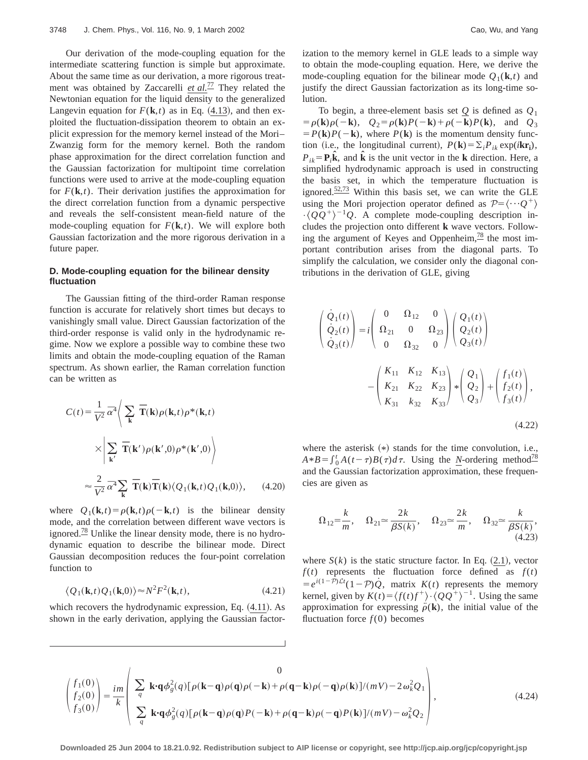Our derivation of the mode-coupling equation for the intermediate scattering function is simple but approximate. About the same time as our derivation, a more rigorous treatment was obtained by Zaccarelli *et al.*[77] They related the Newtonian equation for the liquid density to the generalized Langevin equation for $F(\mathbf{k},t)$ as in Eq. (4.13), and then exploited the fluctuation-dissipation theorem to obtain an explicit expression for the memory kernel instead of the Mori–Zwanzig form for the memory kernel. Both the random phase approximation for the direct correlation function and the Gaussian factorization for multipoint time correlation functions were used to arrive at the mode-coupling equation for $F(\mathbf{k},t)$. Their derivation justifies the approximation for the direct correlation function from a dynamic perspective and reveals the self-consistent mean-field nature of the mode-coupling equation for $F(\mathbf{k},t)$. We will explore both Gaussian factorization and the more rigorous derivation in a future paper.

### D. Mode-coupling equation for the bilinear density fluctuation

The Gaussian fitting of the third-order Raman response function is accurate for relatively short times but decays to vanishingly small value. Direct Gaussian factorization of the third-order response is valid only in the hydrodynamic regime. Now we explore a possible way to combine these two limits and obtain the mode-coupling equation of the Raman spectrum. As shown earlier, the Raman correlation function can be written as

$$C(t)=\frac{1}{V^2}\bar{\alpha}^4\left\langle \sum_{\mathbf{k}} \bar{\mathbf{T}}(\mathbf{k})\rho(\mathbf{k},t)\rho^*(\mathbf{k},t) \times \left| \sum_{\mathbf{k}'} \bar{\mathbf{T}}(\mathbf{k}')\rho(\mathbf{k}',0)\rho^*(\mathbf{k}',0)\right.\right\rangle$$

$$\approx \frac{2}{V^2}\bar{\alpha}^4\sum_{\mathbf{k}} \bar{\mathbf{T}}(\mathbf{k})\bar{\mathbf{T}}(\mathbf{k})\langle Q_1(\mathbf{k},t)Q_1(\mathbf{k},0)\rangle, \tag{4.20}$$

where $Q_1(\mathbf{k},t)=\rho(\mathbf{k},t)\rho(-\mathbf{k},t)$ is the bilinear density mode, and the correlation between different wave vectors is ignored.[78] Unlike the linear density mode, there is no hydrodynamic equation to describe the bilinear mode. Direct Gaussian decomposition reduces the four-point correlation function to

$$\langle Q_1(\mathbf{k},t)Q_1(\mathbf{k},0)\rangle \approx N^2F^2(\mathbf{k},t), \tag{4.21}$$

which recovers the hydrodynamic expression, Eq. (4.11). As shown in the early derivation, applying the Gaussian factorization to the memory kernel in GLE leads to a simple way to obtain the mode-coupling equation. Here, we derive the mode-coupling equation for the bilinear mode $Q_1(\mathbf{k},t)$ and justify the direct Gaussian factorization as its long-time solution.

To begin, a three-element basis set $\underline{Q}$ is defined as $Q_1=\rho(\mathbf{k})\rho(-\mathbf{k})$, $Q_2=\rho(\mathbf{k})P(-\mathbf{k})+\rho(-\mathbf{k})P(\mathbf{k})$, and $Q_3=P(\mathbf{k})P(-\mathbf{k})$, where $P(\mathbf{k})$ is the momentum density function (i.e., the longitudinal current), $P(\mathbf{k})=\Sigma_i P_{ik}\exp(i\mathbf{kr_i})$, $P_{ik}=\mathbf{P}_i\hat{\mathbf{k}}$, and $\hat{\mathbf{k}}$ is the unit vector in the $\mathbf{k}$ direction. Here, a simplified hydrodynamic approach is used in constructing the basis set, in which the temperature fluctuation is ignored.[52,73] Within this basis set, we can write the GLE using the Mori projection operator defined as $\mathcal{P}=\langle\cdots Q^+\rangle\cdot\langle QQ^+\rangle^{-1}Q$. A complete mode-coupling description includes the projection onto different $\mathbf{k}$ wave vectors. Following the argument of Keyes and Oppenheim,[78] the most important contribution arises from the diagonal parts. To simplify the calculation, we consider only the diagonal contributions in the derivation of GLE, giving

$$\begin{pmatrix}\dot{Q}_1(t)\\ \dot{Q}_2(t)\\ \dot{Q}_3(t)\end{pmatrix}=i\begin{pmatrix}0 & \Omega_{12} & 0\\ \Omega_{21} & 0 & \Omega_{23}\\ 0 & \Omega_{32} & 0\end{pmatrix}\begin{pmatrix}Q_1(t)\\ Q_2(t)\\ Q_3(t)\end{pmatrix} -\begin{pmatrix}K_{11} & K_{12} & K_{13}\\ K_{21} & K_{22} & K_{23}\\ K_{31} & k_{32} & K_{33}\end{pmatrix}*\begin{pmatrix}Q_1\\ Q_2\\ Q_3\end{pmatrix}+\begin{pmatrix}f_1(t)\\ f_2(t)\\ f_3(t)\end{pmatrix}, \tag{4.22}$$

where the asterisk $(*)$ stands for the time convolution, i.e., $A*B=\int_0^t A(t-\tau)B(\tau)d\tau$. Using the $\underline{N}$-ordering method[78] and the Gaussian factorization approximation, these frequencies are given as

$$\Omega_{12}=\frac{k}{m},\quad \Omega_{21}\simeq\frac{2k}{\beta S(k)},\quad \Omega_{23}\simeq\frac{2k}{m},\quad \Omega_{32}\simeq\frac{k}{\beta S(k)}, \tag{4.23}$$

where $S(k)$ is the static structure factor. In Eq. (2.1), vector $f(t)$ represents the fluctuation force defined as $f(t)=e^{i(1-\mathcal{P})\mathcal{L}t}(1-\mathcal{P})\dot{Q}$, matrix $K(t)$ represents the memory kernel, given by $K(t)=\langle f(t)f^+\rangle\cdot\langle QQ^+\rangle^{-1}$. Using the same approximation for expressing $\ddot{\rho}(\mathbf{k})$, the initial value of the fluctuation force $f(0)$ becomes

$$\begin{pmatrix}f_1(0)\\ f_2(0)\\ f_3(0)\end{pmatrix}=\frac{im}{k}\begin{pmatrix}0\\ \sum_q \mathbf{k}\cdot\mathbf{q}\phi_g^2(q)[\rho(\mathbf{k}-\mathbf{q})\rho(\mathbf{q})\rho(-\mathbf{k})+\rho(\mathbf{q}-\mathbf{k})\rho(-\mathbf{q})\rho(\mathbf{k})]/(mV)-2\omega_k^2Q_1\\ \sum_q \mathbf{k}\cdot\mathbf{q}\phi_g^2(q)[\rho(\mathbf{k}-\mathbf{q})\rho(\mathbf{q})P(-\mathbf{k})+\rho(\mathbf{q}-\mathbf{k})\rho(-\mathbf{q})P(\mathbf{k})]/(mV)-\omega_k^2Q_2\end{pmatrix}, \tag{4.24}$$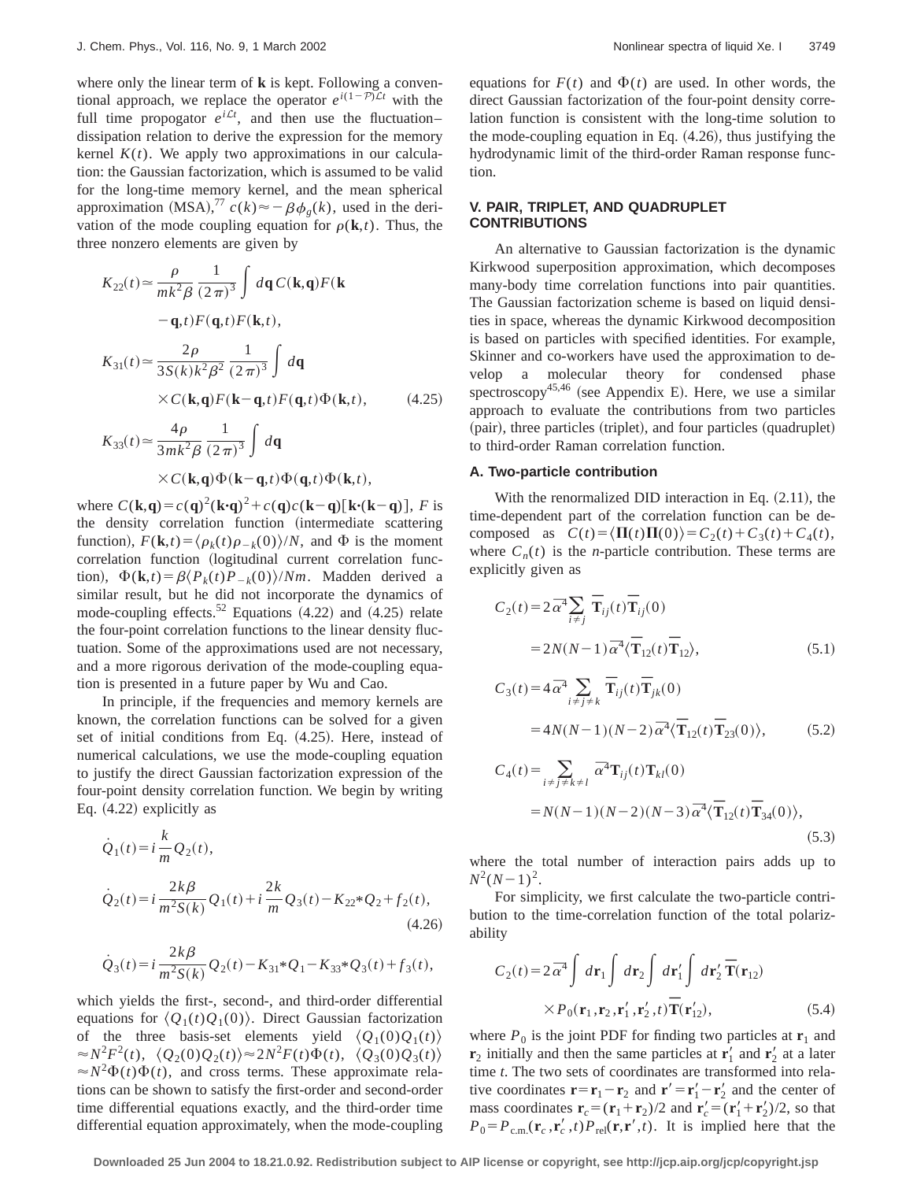where only the linear term of **k** is kept. Following a conventional approach, we replace the operator $e^{i(1-\mathcal{P})\mathcal{L}t}$ with the full time propogator $e^{i\mathcal{L}t}$, and then use the fluctuation–dissipation relation to derive the expression for the memory kernel $K(t)$. We apply two approximations in our calculation: the Gaussian factorization, which is assumed to be valid for the long-time memory kernel, and the mean spherical approximation (MSA),[77] $c(k) \approx -\beta\phi_g(k)$, used in the derivation of the mode coupling equation for $\rho(\mathbf{k},t)$. Thus, the three nonzero elements are given by

$$
\begin{aligned}
K_{22}(t) &\simeq \frac{\rho}{mk^2\beta}\frac{1}{(2\pi)^3}\int d\mathbf{q}\, C(\mathbf{k},\mathbf{q})F(\mathbf{k}-\mathbf{q},t)F(\mathbf{q},t)F(\mathbf{k},t),\\
K_{31}(t) &\simeq \frac{2\rho}{3S(k)k^2\beta^2}\frac{1}{(2\pi)^3}\int d\mathbf{q}\\
&\quad\times C(\mathbf{k},\mathbf{q})F(\mathbf{k}-\mathbf{q},t)F(\mathbf{q},t)\Phi(\mathbf{k},t), \qquad (4.25)\\
K_{33}(t) &\simeq \frac{4\rho}{3mk^2\beta}\frac{1}{(2\pi)^3}\int d\mathbf{q}\\
&\quad\times C(\mathbf{k},\mathbf{q})\Phi(\mathbf{k}-\mathbf{q},t)\Phi(\mathbf{q},t)\Phi(\mathbf{k},t),
\end{aligned}
$$

where $C(\mathbf{k},\mathbf{q}) = c(\mathbf{q})^2(\mathbf{k}\cdot\mathbf{q})^2 + c(\mathbf{q})c(\mathbf{k}-\mathbf{q})[\mathbf{k}\cdot(\mathbf{k}-\mathbf{q})]$, $F$ is the density correlation function (intermediate scattering function), $F(\mathbf{k},t) = \langle \rho_k(t)\rho_{-k}(0)\rangle/N$, and $\Phi$ is the moment correlation function (logitudinal current correlation function), $\Phi(\mathbf{k},t) = \beta\langle P_k(t)P_{-k}(0)\rangle/Nm$. Madden derived a similar result, but he did not incorporate the dynamics of mode-coupling effects.[52] Equations (4.22) and (4.25) relate the four-point correlation functions to the linear density fluctuation. Some of the approximations used are not necessary, and a more rigorous derivation of the mode-coupling equation is presented in a future paper by Wu and Cao.

In principle, if the frequencies and memory kernels are known, the correlation functions can be solved for a given set of initial conditions from Eq. (4.25). Here, instead of numerical calculations, we use the mode-coupling equation to justify the direct Gaussian factorization expression of the four-point density correlation function. We begin by writing Eq. (4.22) explicitly as

$$
\begin{aligned}
\dot{Q}_1(t) &= i\frac{k}{m}Q_2(t),\\
\dot{Q}_2(t) &= i\frac{2k\beta}{m^2S(k)}Q_1(t) + i\frac{2k}{m}Q_3(t) - K_{22}*Q_2 + f_2(t), \qquad (4.26)\\
\dot{Q}_3(t) &= i\frac{2k\beta}{m^2S(k)}Q_2(t) - K_{31}*Q_1 - K_{33}*Q_3(t) + f_3(t),
\end{aligned}
$$

which yields the first-, second-, and third-order differential equations for $\langle Q_1(t)Q_1(0)\rangle$. Direct Gaussian factorization of the three basis-set elements yield $\langle Q_1(0)Q_1(t)\rangle \approx N^2F^2(t)$, $\langle Q_2(0)Q_2(t)\rangle \approx 2N^2F(t)\Phi(t)$, $\langle Q_3(0)Q_3(t)\rangle \approx N^2\Phi(t)\Phi(t)$, and cross terms. These approximate relations can be shown to satisfy the first-order and second-order time differential equations exactly, and the third-order time differential equation approximately, when the mode-coupling equations for $F(t)$ and $\Phi(t)$ are used. In other words, the direct Gaussian factorization of the four-point density correlation function is consistent with the long-time solution to the mode-coupling equation in Eq. (4.26), thus justifying the hydrodynamic limit of the third-order Raman response function.

## V. PAIR, TRIPLET, AND QUADRUPLET CONTRIBUTIONS

An alternative to Gaussian factorization is the dynamic Kirkwood superposition approximation, which decomposes many-body time correlation functions into pair quantities. The Gaussian factorization scheme is based on liquid densities in space, whereas the dynamic Kirkwood decomposition is based on particles with specified identities. For example, Skinner and co-workers have used the approximation to develop a molecular theory for condensed phase spectroscopy[45,46] (see Appendix E). Here, we use a similar approach to evaluate the contributions from two particles (pair), three particles (triplet), and four particles (quadruplet) to third-order Raman correlation function.

### A. Two-particle contribution

With the renormalized DID interaction in Eq. (2.11), the time-dependent part of the correlation function can be decomposed as $C(t) = \langle \mathbf{\Pi}(t)\mathbf{\Pi}(0)\rangle = C_2(t) + C_3(t) + C_4(t)$, where $C_n(t)$ is the $n$-particle contribution. These terms are explicitly given as

$$
\begin{aligned}
C_2(t) &= 2\bar{\alpha}^4\sum_{i\neq j}\bar{\mathbf{T}}_{ij}(t)\bar{\mathbf{T}}_{ij}(0)\\
&= 2N(N-1)\bar{\alpha}^4\langle \bar{\mathbf{T}}_{12}(t)\bar{\mathbf{T}}_{12}\rangle, \qquad (5.1)\\
C_3(t) &= 4\bar{\alpha}^4\sum_{i\neq j\neq k}\bar{\mathbf{T}}_{ij}(t)\bar{\mathbf{T}}_{jk}(0)\\
&= 4N(N-1)(N-2)\bar{\alpha}^4\langle \bar{\mathbf{T}}_{12}(t)\bar{\mathbf{T}}_{23}(0)\rangle, \qquad (5.2)\\
C_4(t) &= \sum_{i\neq j\neq k\neq l}\bar{\alpha}^4\mathbf{T}_{ij}(t)\mathbf{T}_{kl}(0)\\
&= N(N-1)(N-2)(N-3)\bar{\alpha}^4\langle \bar{\mathbf{T}}_{12}(t)\bar{\mathbf{T}}_{34}(0)\rangle, \qquad (5.3)
\end{aligned}
$$

where the total number of interaction pairs adds up to $N^2(N-1)^2$.

For simplicity, we first calculate the two-particle contribution to the time-correlation function of the total polarizability

$$
C_2(t) = 2\bar{\alpha}^4\int d\mathbf{r}_1\int d\mathbf{r}_2\int d\mathbf{r}_1'\int d\mathbf{r}_2'\,\bar{\mathbf{T}}(\mathbf{r}_{12})\times P_0(\mathbf{r}_1,\mathbf{r}_2,\mathbf{r}_1',\mathbf{r}_2',t)\bar{\mathbf{T}}(\mathbf{r}_{12}'), \qquad (5.4)
$$

where $P_0$ is the joint PDF for finding two particles at $\mathbf{r}_1$ and $\mathbf{r}_2$ initially and then the same particles at $\mathbf{r}_1'$ and $\mathbf{r}_2'$ at a later time $t$. The two sets of coordinates are transformed into relative coordinates $\mathbf{r} = \mathbf{r}_1 - \mathbf{r}_2$ and $\mathbf{r}' = \mathbf{r}_1' - \mathbf{r}_2'$ and the center of mass coordinates $\mathbf{r}_c = (\mathbf{r}_1 + \mathbf{r}_2)/2$ and $\mathbf{r}_c' = (\mathbf{r}_1' + \mathbf{r}_2')/2$, so that $P_0 = P_{\text{c.m.}}(\mathbf{r}_c,\mathbf{r}_c',t)P_{\text{rel}}(\mathbf{r},\mathbf{r}',t)$. It is implied here that the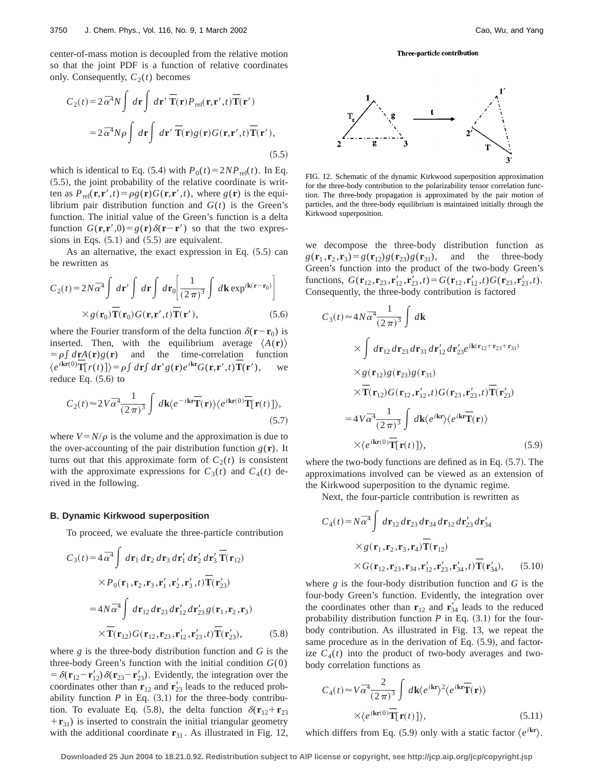center-of-mass motion is decoupled from the relative motion so that the joint PDF is a function of relative coordinates only. Consequently, $C_2(t)$ becomes

$$C_2(t) = 2\bar{\alpha}^4 N \int d\mathbf{r} \int d\mathbf{r}' \, \bar{\mathbf{T}}(\mathbf{r}) P_{\mathrm{rel}}(\mathbf{r},\mathbf{r}',t) \bar{\mathbf{T}}(\mathbf{r}')$$
$$= 2\bar{\alpha}^4 N \rho \int d\mathbf{r} \int d\mathbf{r}' \, \bar{\mathbf{T}}(\mathbf{r}) g(\mathbf{r}) G(\mathbf{r},\mathbf{r}',t) \bar{\mathbf{T}}(\mathbf{r}'), \tag{5.5}$$

which is identical to Eq. (5.4) with $P_0(t) = 2NP_{\mathrm{rel}}(t)$. In Eq. (5.5), the joint probability of the relative coordinate is written as $P_{\mathrm{rel}}(\mathbf{r},\mathbf{r}',t) = \rho g(\mathbf{r}) G(\mathbf{r},\mathbf{r}',t)$, where $g(\mathbf{r})$ is the equilibrium pair distribution function and $G(t)$ is the Green's function. The initial value of the Green's function is a delta function $G(\mathbf{r},\mathbf{r}',0) = g(\mathbf{r})\delta(\mathbf{r}-\mathbf{r}')$ so that the two expressions in Eqs. (5.1) and (5.5) are equivalent.

As an alternative, the exact expression in Eq. (5.5) can be rewritten as

$$C_2(t) = 2N\bar{\alpha}^4 \int d\mathbf{r}' \int d\mathbf{r} \int d\mathbf{r}_0 \left[ \frac{1}{(2\pi)^3} \int d\mathbf{k} \exp^{i\mathbf{k}(\mathbf{r}-\mathbf{r}_0)} \right]$$
$$\times g(\mathbf{r}_0) \bar{\mathbf{T}}(\mathbf{r}_0) G(\mathbf{r},\mathbf{r}',t) \bar{\mathbf{T}}(\mathbf{r}'), \tag{5.6}$$

where the Fourier transform of the delta function $\delta(\mathbf{r}-\mathbf{r}_0)$ is inserted. Then, with the equilibrium average $\langle A(\mathbf{r})\rangle = \rho \int d\mathbf{r} A(\mathbf{r}) g(\mathbf{r})$ and the time-correlation function $\langle e^{i\mathbf{k}\mathbf{r}(0)} \bar{\mathbf{T}}[r(t)]\rangle = \rho \int d\mathbf{r} \int d\mathbf{r}' g(\mathbf{r}) e^{i\mathbf{k}\mathbf{r}} G(\mathbf{r},\mathbf{r}',t) \bar{\mathbf{T}}(\mathbf{r}')$, we reduce Eq. (5.6) to

$$C_2(t) \approx 2V\bar{\alpha}^4 \frac{1}{(2\pi)^3} \int d\mathbf{k} \langle e^{-i\mathbf{k}\mathbf{r}} \bar{\mathbf{T}}(\mathbf{r})\rangle \langle e^{i\mathbf{k}\mathbf{r}(0)} \bar{\mathbf{T}}[\mathbf{r}(t)]\rangle, \tag{5.7}$$

where $V = N/\rho$ is the volume and the approximation is due to the over-accounting of the pair distribution function $g(\mathbf{r})$. It turns out that this approximate form of $C_2(t)$ is consistent with the approximate expressions for $C_3(t)$ and $C_4(t)$ derived in the following.

### B. Dynamic Kirkwood superposition

To proceed, we evaluate the three-particle contribution

$$C_3(t) = 4\bar{\alpha}^4 \int d\mathbf{r}_1 \, d\mathbf{r}_2 \, d\mathbf{r}_3 \, d\mathbf{r}_1' \, d\mathbf{r}_2' \, d\mathbf{r}_3' \, \bar{\mathbf{T}}(\mathbf{r}_{12})$$
$$\times P_0(\mathbf{r}_1,\mathbf{r}_2,\mathbf{r}_3,\mathbf{r}_1',\mathbf{r}_2',\mathbf{r}_3',t) \bar{\mathbf{T}}(\mathbf{r}_{23}')$$
$$= 4N\bar{\alpha}^4 \int d\mathbf{r}_{12} \, d\mathbf{r}_{23} \, d\mathbf{r}_{12}' \, d\mathbf{r}_{23}' \, g(\mathbf{r}_1,\mathbf{r}_2,\mathbf{r}_3)$$
$$\times \bar{\mathbf{T}}(\mathbf{r}_{12}) G(\mathbf{r}_{12},\mathbf{r}_{23},\mathbf{r}_{12}',\mathbf{r}_{23}',t) \bar{\mathbf{T}}(\mathbf{r}_{23}'), \tag{5.8}$$

where $g$ is the three-body distribution function and $G$ is the three-body Green's function with the initial condition $G(0) = \delta(\mathbf{r}_{12}-\mathbf{r}_{12}')\delta(\mathbf{r}_{23}-\mathbf{r}_{23}')$. Evidently, the integration over the coordinates other than $\mathbf{r}_{12}$ and $\mathbf{r}_{23}'$ leads to the reduced probability function $P$ in Eq. (3.1) for the three-body contribution. To evaluate Eq. (5.8), the delta function $\delta(\mathbf{r}_{12}+\mathbf{r}_{23}+\mathbf{r}_{31})$ is inserted to constrain the initial triangular geometry with the additional coordinate $\mathbf{r}_{31}$. As illustrated in Fig. 12, we decompose the three-body distribution function as $g(\mathbf{r}_1,\mathbf{r}_2,\mathbf{r}_3) = g(\mathbf{r}_{12}) g(\mathbf{r}_{23}) g(\mathbf{r}_{31})$, and the three-body Green's function into the product of the two-body Green's functions, $G(\mathbf{r}_{12},\mathbf{r}_{23},\mathbf{r}_{12}',\mathbf{r}_{23}',t) = G(\mathbf{r}_{12},\mathbf{r}_{12}',t) G(\mathbf{r}_{23},\mathbf{r}_{23}',t)$. Consequently, the three-body contribution is factored

**Three-particle contribution**

FIG. 12. Schematic of the dynamic Kirkwood superposition approximation for the three-body contribution to the polarizability tensor correlation function. The three-body propagation is approximated by the pair motion of particles, and the three-body equilibrium is maintained initially through the Kirkwood superposition.

$$C_3(t) \approx 4N\bar{\alpha}^4 \frac{1}{(2\pi)^3} \int d\mathbf{k}$$
$$\times \int d\mathbf{r}_{12} \, d\mathbf{r}_{23} \, d\mathbf{r}_{31} \, d\mathbf{r}_{12}' \, d\mathbf{r}_{23}' e^{i\mathbf{k}(\mathbf{r}_{12}+\mathbf{r}_{23}+\mathbf{r}_{31})}$$
$$\times g(\mathbf{r}_{12}) g(\mathbf{r}_{23}) g(\mathbf{r}_{31})$$
$$\times \bar{\mathbf{T}}(\mathbf{r}_{12}) G(\mathbf{r}_{12},\mathbf{r}_{12}',t) G(\mathbf{r}_{23},\mathbf{r}_{23}',t) \bar{\mathbf{T}}(\mathbf{r}_{23}')$$
$$= 4V\bar{\alpha}^4 \frac{1}{(2\pi)^3} \int d\mathbf{k} \langle e^{i\mathbf{k}\mathbf{r}}\rangle \langle e^{i\mathbf{k}\mathbf{r}} \bar{\mathbf{T}}(\mathbf{r})\rangle$$
$$\times \langle e^{i\mathbf{k}\mathbf{r}(0)} \bar{\mathbf{T}}[\mathbf{r}(t)]\rangle, \tag{5.9}$$

where the two-body functions are defined as in Eq. (5.7). The approximations involved can be viewed as an extension of the Kirkwood superposition to the dynamic regime.

Next, the four-particle contribution is rewritten as

$$C_4(t) = N\bar{\alpha}^4 \int d\mathbf{r}_{12} \, d\mathbf{r}_{23} \, d\mathbf{r}_{34} \, d\mathbf{r}_{12} \, d\mathbf{r}_{23}' \, d\mathbf{r}_{34}'$$
$$\times g(\mathbf{r}_1,\mathbf{r}_2,\mathbf{r}_3,\mathbf{r}_4) \bar{\mathbf{T}}(\mathbf{r}_{12})$$
$$\times G(\mathbf{r}_{12},\mathbf{r}_{23},\mathbf{r}_{34},\mathbf{r}_{12}',\mathbf{r}_{23}',\mathbf{r}_{34}',t) \bar{\mathbf{T}}(\mathbf{r}_{34}'), \tag{5.10}$$

where $g$ is the four-body distribution function and $G$ is the four-body Green's function. Evidently, the integration over the coordinates other than $\mathbf{r}_{12}$ and $\mathbf{r}_{34}'$ leads to the reduced probability distribution function $P$ in Eq. (3.1) for the four-body contribution. As illustrated in Fig. 13, we repeat the same procedure as in the derivation of Eq. (5.9), and factorize $C_4(t)$ into the product of two-body averages and two-body correlation functions as

$$C_4(t) \approx V\bar{\alpha}^4 \frac{2}{(2\pi)^3} \int d\mathbf{k} \langle e^{i\mathbf{k}\mathbf{r}}\rangle^2 \langle e^{i\mathbf{k}\mathbf{r}} \bar{\mathbf{T}}(\mathbf{r})\rangle$$
$$\times \langle e^{i\mathbf{k}\mathbf{r}(0)} \bar{\mathbf{T}}[\mathbf{r}(t)]\rangle, \tag{5.11}$$

which differs from Eq. (5.9) only with a static factor $\langle e^{i\mathbf{k}\mathbf{r}}\rangle$.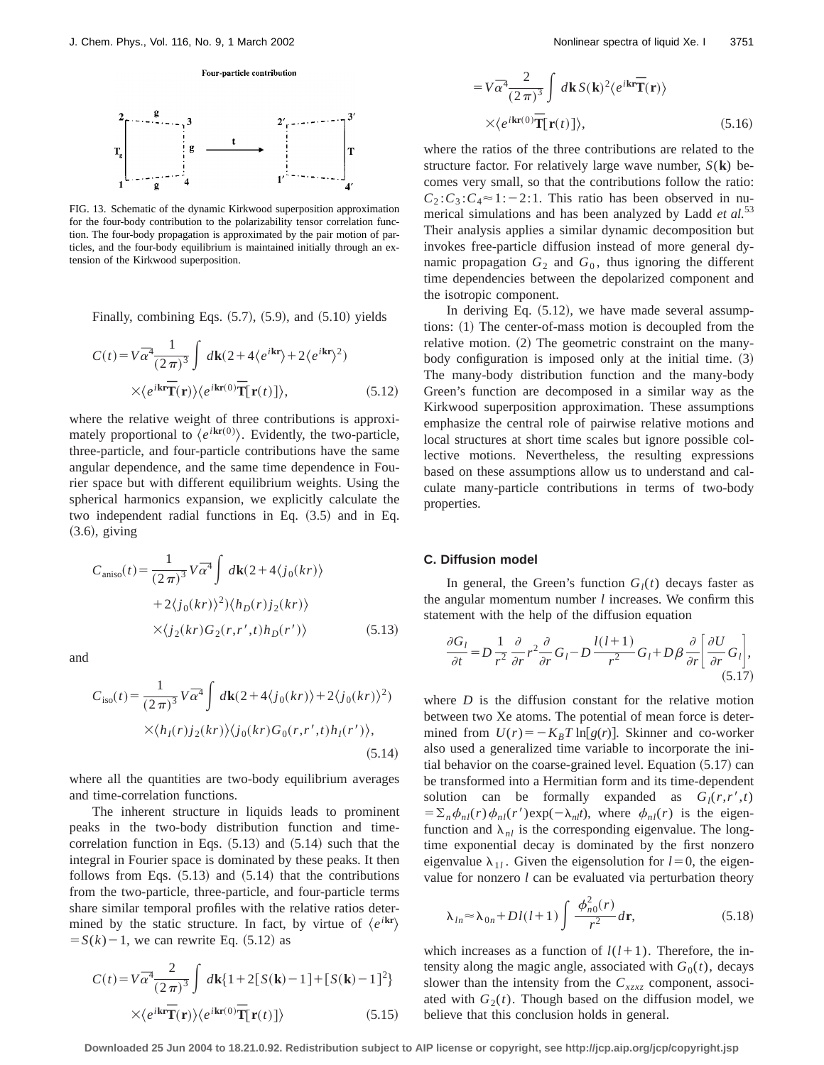Four-particle contribution

FIG. 13. Schematic of the dynamic Kirkwood superposition approximation for the four-body contribution to the polarizability tensor correlation function. The four-body propagation is approximated by the pair motion of particles, and the four-body equilibrium is maintained initially through an extension of the Kirkwood superposition.

Finally, combining Eqs. (5.7), (5.9), and (5.10) yields

$$C(t)=V\overline{\alpha}^4\frac{1}{(2\pi)^3}\int d\mathbf{k}(2+4\langle e^{i\mathbf{kr}}\rangle+2\langle e^{i\mathbf{kr}}\rangle^2)\times\langle e^{i\mathbf{kr}}\overline{\overline{\mathbf{T}}}(\mathbf{r})\rangle\langle e^{i\mathbf{kr}(0)}\overline{\overline{\mathbf{T}}}[\mathbf{r}(t)]\rangle, \tag{5.12}$$

where the relative weight of three contributions is approximately proportional to $\langle e^{i\mathbf{kr}(0)}\rangle$. Evidently, the two-particle, three-particle, and four-particle contributions have the same angular dependence, and the same time dependence in Fourier space but with different equilibrium weights. Using the spherical harmonics expansion, we explicitly calculate the two independent radial functions in Eq. (3.5) and in Eq. (3.6), giving

$$C_{\text{aniso}}(t)=\frac{1}{(2\pi)^3}V\overline{\alpha}^4\int d\mathbf{k}(2+4\langle j_0(kr)\rangle+2\langle j_0(kr)\rangle^2)\langle h_D(r)j_2(kr)\rangle\times\langle j_2(kr)G_2(r,r',t)h_D(r')\rangle \tag{5.13}$$

and

$$C_{\text{iso}}(t)=\frac{1}{(2\pi)^3}V\overline{\alpha}^4\int d\mathbf{k}(2+4\langle j_0(kr)\rangle+2\langle j_0(kr)\rangle^2)\times\langle h_I(r)j_2(kr)\rangle\langle j_0(kr)G_0(r,r',t)h_I(r')\rangle, \tag{5.14}$$

where all the quantities are two-body equilibrium averages and time-correlation functions.

The inherent structure in liquids leads to prominent peaks in the two-body distribution function and time-correlation function in Eqs. (5.13) and (5.14) such that the integral in Fourier space is dominated by these peaks. It then follows from Eqs. (5.13) and (5.14) that the contributions from the two-particle, three-particle, and four-particle terms share similar temporal profiles with the relative ratios determined by the static structure. In fact, by virtue of $\langle e^{i\mathbf{kr}}\rangle=S(k)-1$, we can rewrite Eq. (5.12) as

$$C(t)=V\overline{\alpha}^4\frac{2}{(2\pi)^3}\int d\mathbf{k}\{1+2[S(\mathbf{k})-1]+[S(\mathbf{k})-1]^2\}\times\langle e^{i\mathbf{kr}}\overline{\overline{\mathbf{T}}}(\mathbf{r})\rangle\langle e^{i\mathbf{kr}(0)}\overline{\overline{\mathbf{T}}}[\mathbf{r}(t)]\rangle \tag{5.15}$$

$$=V\overline{\alpha}^4\frac{2}{(2\pi)^3}\int d\mathbf{k}\,S(\mathbf{k})^2\langle e^{i\mathbf{kr}}\overline{\overline{\mathbf{T}}}(\mathbf{r})\rangle\times\langle e^{i\mathbf{kr}(0)}\overline{\overline{\mathbf{T}}}[\mathbf{r}(t)]\rangle, \tag{5.16}$$

where the ratios of the three contributions are related to the structure factor. For relatively large wave number, $S(\mathbf{k})$ becomes very small, so that the contributions follow the ratio: $C_2:C_3:C_4\approx 1:-2:1$. This ratio has been observed in numerical simulations and has been analyzed by Ladd *et al.*[53] Their analysis applies a similar dynamic decomposition but invokes free-particle diffusion instead of more general dynamic propagation $G_2$ and $G_0$, thus ignoring the different time dependencies between the depolarized component and the isotropic component.

In deriving Eq. (5.12), we have made several assumptions: (1) The center-of-mass motion is decoupled from the relative motion. (2) The geometric constraint on the many-body configuration is imposed only at the initial time. (3) The many-body distribution function and the many-body Green's function are decomposed in a similar way as the Kirkwood superposition approximation. These assumptions emphasize the central role of pairwise relative motions and local structures at short time scales but ignore possible collective motions. Nevertheless, the resulting expressions based on these assumptions allow us to understand and calculate many-particle contributions in terms of two-body properties.

### C. Diffusion model

In general, the Green's function $G_l(t)$ decays faster as the angular momentum number $l$ increases. We confirm this statement with the help of the diffusion equation

$$\frac{\partial G_l}{\partial t}=D\frac{1}{r^2}\frac{\partial}{\partial r}r^2\frac{\partial}{\partial r}G_l-D\frac{l(l+1)}{r^2}G_l+D\beta\frac{\partial}{\partial r}\left[\frac{\partial U}{\partial r}G_l\right], \tag{5.17}$$

where $D$ is the diffusion constant for the relative motion between two Xe atoms. The potential of mean force is determined from $U(r)=-K_BT\ln[g(r)]$. Skinner and co-worker also used a generalized time variable to incorporate the initial behavior on the coarse-grained level. Equation (5.17) can be transformed into a Hermitian form and its time-dependent solution can be formally expanded as $G_l(r,r',t)=\Sigma_n\phi_{nl}(r)\phi_{nl}(r')\exp(-\lambda_{nl}t)$, where $\phi_{nl}(r)$ is the eigenfunction and $\lambda_{nl}$ is the corresponding eigenvalue. The long-time exponential decay is dominated by the first nonzero eigenvalue $\lambda_{1l}$. Given the eigensolution for $l=0$, the eigenvalue for nonzero $l$ can be evaluated via perturbation theory

$$\lambda_{ln}\approx\lambda_{0n}+Dl(l+1)\int\frac{\phi_{n0}^2(r)}{r^2}d\mathbf{r}, \tag{5.18}$$

which increases as a function of $l(l+1)$. Therefore, the intensity along the magic angle, associated with $G_0(t)$, decays slower than the intensity from the $C_{xzxz}$ component, associated with $G_2(t)$. Though based on the diffusion model, we believe that this conclusion holds in general.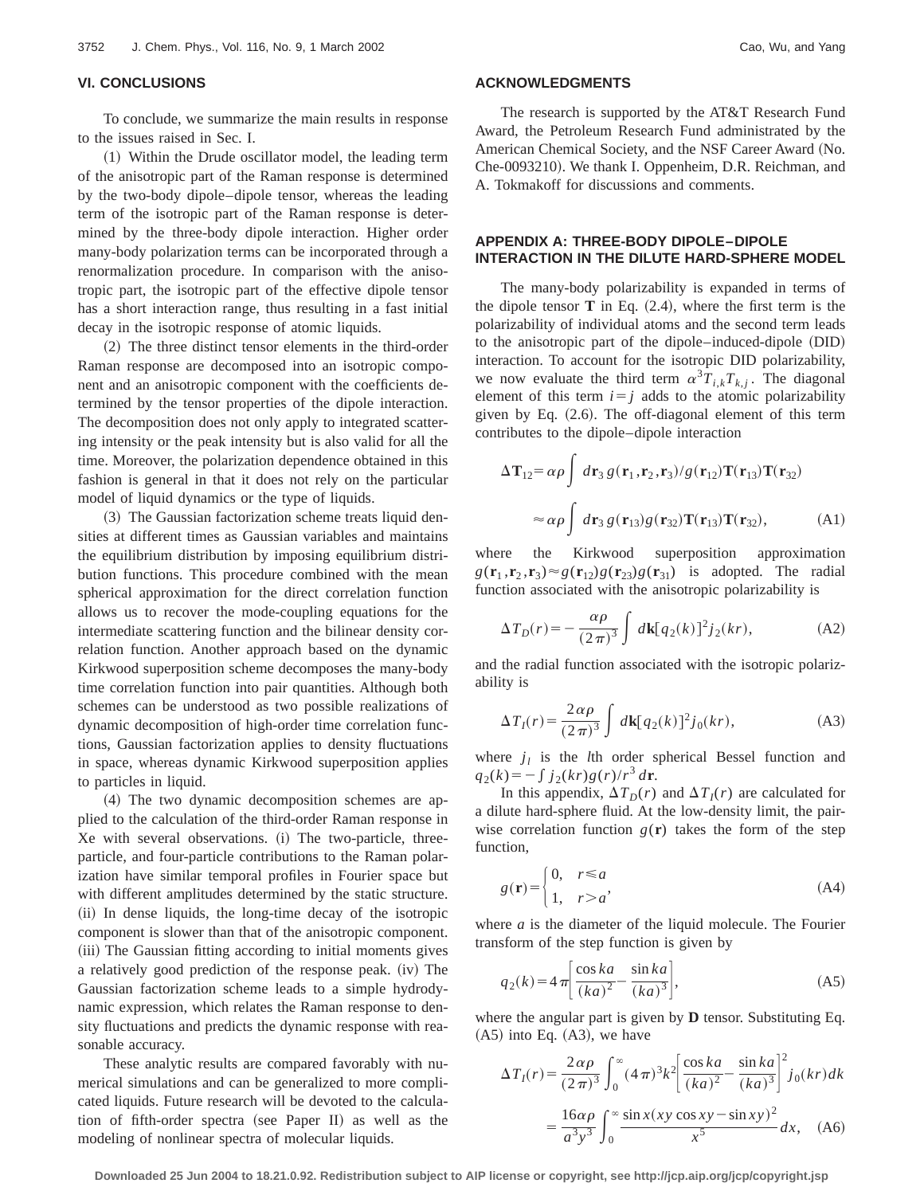## VI. CONCLUSIONS

To conclude, we summarize the main results in response to the issues raised in Sec. I.

(1) Within the Drude oscillator model, the leading term of the anisotropic part of the Raman response is determined by the two-body dipole–dipole tensor, whereas the leading term of the isotropic part of the Raman response is determined by the three-body dipole interaction. Higher order many-body polarization terms can be incorporated through a renormalization procedure. In comparison with the anisotropic part, the isotropic part of the effective dipole tensor has a short interaction range, thus resulting in a fast initial decay in the isotropic response of atomic liquids.

(2) The three distinct tensor elements in the third-order Raman response are decomposed into an isotropic component and an anisotropic component with the coefficients determined by the tensor properties of the dipole interaction. The decomposition does not only apply to integrated scattering intensity or the peak intensity but is also valid for all the time. Moreover, the polarization dependence obtained in this fashion is general in that it does not rely on the particular model of liquid dynamics or the type of liquids.

(3) The Gaussian factorization scheme treats liquid densities at different times as Gaussian variables and maintains the equilibrium distribution by imposing equilibrium distribution functions. This procedure combined with the mean spherical approximation for the direct correlation function allows us to recover the mode-coupling equations for the intermediate scattering function and the bilinear density correlation function. Another approach based on the dynamic Kirkwood superposition scheme decomposes the many-body time correlation function into pair quantities. Although both schemes can be understood as two possible realizations of dynamic decomposition of high-order time correlation functions, Gaussian factorization applies to density fluctuations in space, whereas dynamic Kirkwood superposition applies to particles in liquid.

(4) The two dynamic decomposition schemes are applied to the calculation of the third-order Raman response in Xe with several observations. (i) The two-particle, three-particle, and four-particle contributions to the Raman polarization have similar temporal profiles in Fourier space but with different amplitudes determined by the static structure. (ii) In dense liquids, the long-time decay of the isotropic component is slower than that of the anisotropic component. (iii) The Gaussian fitting according to initial moments gives a relatively good prediction of the response peak. (iv) The Gaussian factorization scheme leads to a simple hydrodynamic expression, which relates the Raman response to density fluctuations and predicts the dynamic response with reasonable accuracy.

These analytic results are compared favorably with numerical simulations and can be generalized to more complicated liquids. Future research will be devoted to the calculation of fifth-order spectra (see Paper II) as well as the modeling of nonlinear spectra of molecular liquids.

## ACKNOWLEDGMENTS

The research is supported by the AT&T Research Fund Award, the Petroleum Research Fund administrated by the American Chemical Society, and the NSF Career Award (No. Che-0093210). We thank I. Oppenheim, D.R. Reichman, and A. Tokmakoff for discussions and comments.

## APPENDIX A: THREE-BODY DIPOLE–DIPOLE INTERACTION IN THE DILUTE HARD-SPHERE MODEL

The many-body polarizability is expanded in terms of the dipole tensor $\mathbf{T}$ in Eq. (2.4), where the first term is the polarizability of individual atoms and the second term leads to the anisotropic part of the dipole–induced-dipole (DID) interaction. To account for the isotropic DID polarizability, we now evaluate the third term $\alpha^3 T_{i,k}T_{k,j}$. The diagonal element of this term $i=j$ adds to the atomic polarizability given by Eq. (2.6). The off-diagonal element of this term contributes to the dipole–dipole interaction

$$\Delta \mathbf{T}_{12} = \alpha\rho \int d\mathbf{r}_3\, g(\mathbf{r}_1,\mathbf{r}_2,\mathbf{r}_3)/g(\mathbf{r}_{12})\mathbf{T}(\mathbf{r}_{13})\mathbf{T}(\mathbf{r}_{32})$$

$$\approx \alpha\rho \int d\mathbf{r}_3\, g(\mathbf{r}_{13})g(\mathbf{r}_{32})\mathbf{T}(\mathbf{r}_{13})\mathbf{T}(\mathbf{r}_{32}), \tag{A1}$$

where the Kirkwood superposition approximation $g(\mathbf{r}_1,\mathbf{r}_2,\mathbf{r}_3)\approx g(\mathbf{r}_{12})g(\mathbf{r}_{23})g(\mathbf{r}_{31})$ is adopted. The radial function associated with the anisotropic polarizability is

$$\Delta T_D(r) = -\frac{\alpha\rho}{(2\pi)^3}\int d\mathbf{k}[q_2(k)]^2 j_2(kr), \tag{A2}$$

and the radial function associated with the isotropic polarizability is

$$\Delta T_I(r) = \frac{2\alpha\rho}{(2\pi)^3}\int d\mathbf{k}[q_2(k)]^2 j_0(kr), \tag{A3}$$

where $j_l$ is the $l$th order spherical Bessel function and $q_2(k) = -\int j_2(kr)g(r)/r^3\, d\mathbf{r}$.

In this appendix, $\Delta T_D(r)$ and $\Delta T_I(r)$ are calculated for a dilute hard-sphere fluid. At the low-density limit, the pairwise correlation function $g(\mathbf{r})$ takes the form of the step function,

$$g(\mathbf{r}) = \begin{cases} 0, & r \leqslant a \\ 1, & r > a \end{cases}, \tag{A4}$$

where $a$ is the diameter of the liquid molecule. The Fourier transform of the step function is given by

$$q_2(k) = 4\pi\left[\frac{\cos ka}{(ka)^2} - \frac{\sin ka}{(ka)^3}\right], \tag{A5}$$

where the angular part is given by $\mathbf{D}$ tensor. Substituting Eq. (A5) into Eq. (A3), we have

$$\Delta T_I(r) = \frac{2\alpha\rho}{(2\pi)^3}\int_0^\infty (4\pi)^3 k^2\left[\frac{\cos ka}{(ka)^2} - \frac{\sin ka}{(ka)^3}\right]^2 j_0(kr)dk$$

$$= \frac{16\alpha\rho}{a^3 y^3}\int_0^\infty \frac{\sin x(xy\cos xy - \sin xy)^2}{x^5}dx, \tag{A6}$$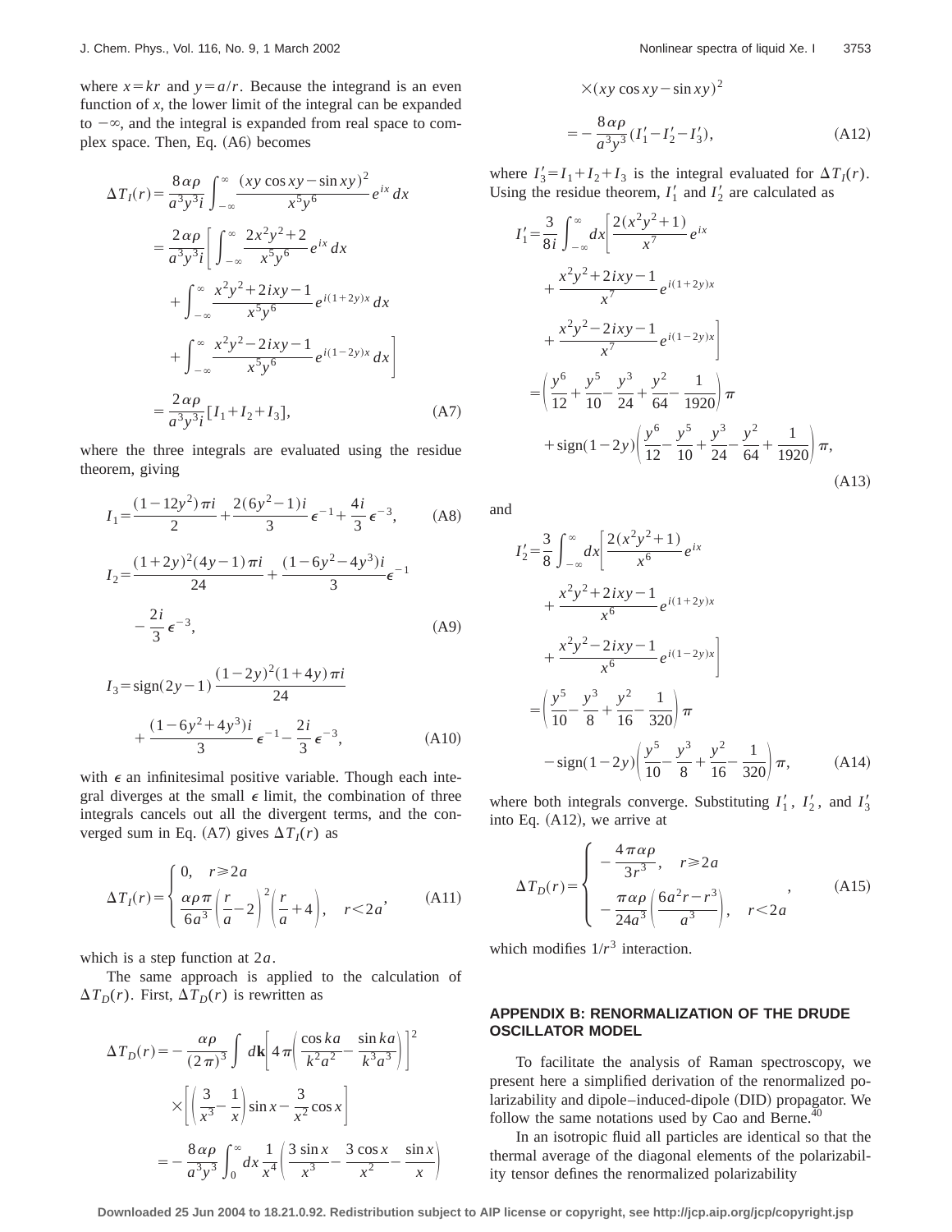where $x = kr$ and $y = a/r$. Because the integrand is an even function of $x$, the lower limit of the integral can be expanded to $-\infty$, and the integral is expanded from real space to complex space. Then, Eq. (A6) becomes

$$
\begin{aligned}
\Delta T_I(r) &= \frac{8\alpha\rho}{a^3 y^3 i}\int_{-\infty}^{\infty} \frac{(xy\cos xy - \sin xy)^2}{x^5 y^6} e^{ix}\, dx \\
&= \frac{2\alpha\rho}{a^3 y^3 i}\left[\int_{-\infty}^{\infty} \frac{2x^2y^2+2}{x^5y^6} e^{ix}\, dx \right. \\
&\quad + \int_{-\infty}^{\infty} \frac{x^2y^2+2ixy-1}{x^5y^6} e^{i(1+2y)x}\, dx \\
&\quad \left. + \int_{-\infty}^{\infty} \frac{x^2y^2-2ixy-1}{x^5y^6} e^{i(1-2y)x}\, dx \right] \\
&= \frac{2\alpha\rho}{a^3y^3 i}[I_1 + I_2 + I_3], \qquad \text{(A7)}
\end{aligned}
$$

where the three integrals are evaluated using the residue theorem, giving

$$
I_1 = \frac{(1-12y^2)\pi i}{2} + \frac{2(6y^2-1)i}{3}\epsilon^{-1} + \frac{4i}{3}\epsilon^{-3}, \qquad \text{(A8)}
$$

$$
I_2 = \frac{(1+2y)^2(4y-1)\pi i}{24} + \frac{(1-6y^2-4y^3)i}{3}\epsilon^{-1} - \frac{2i}{3}\epsilon^{-3}, \qquad \text{(A9)}
$$

$$
I_3 = \text{sign}(2y-1)\frac{(1-2y)^2(1+4y)\pi i}{24} + \frac{(1-6y^2+4y^3)i}{3}\epsilon^{-1} - \frac{2i}{3}\epsilon^{-3}, \qquad \text{(A10)}
$$

with $\epsilon$ an infinitesimal positive variable. Though each integral diverges at the small $\epsilon$ limit, the combination of three integrals cancels out all the divergent terms, and the converged sum in Eq. (A7) gives $\Delta T_I(r)$ as

$$
\Delta T_I(r) = \begin{cases} 0, & r \geq 2a \\ \dfrac{\alpha\rho\pi}{6a^3}\left(\dfrac{r}{a}-2\right)^2\left(\dfrac{r}{a}+4\right), & r < 2a \end{cases}, \qquad \text{(A11)}
$$

which is a step function at $2a$.

The same approach is applied to the calculation of $\Delta T_D(r)$. First, $\Delta T_D(r)$ is rewritten as

$$
\begin{aligned}
\Delta T_D(r) &= -\frac{\alpha\rho}{(2\pi)^3}\int d\mathbf{k}\left[4\pi\left(\frac{\cos ka}{k^2a^2} - \frac{\sin ka}{k^3a^3}\right)\right]^2 \\
&\quad \times \left[\left(\frac{3}{x^3} - \frac{1}{x}\right)\sin x - \frac{3}{x^2}\cos x\right] \\
&= -\frac{8\alpha\rho}{a^3y^3}\int_0^{\infty} dx \frac{1}{x^4}\left(\frac{3\sin x}{x^3} - \frac{3\cos x}{x^2} - \frac{\sin x}{x}\right) \\
&\quad \times (xy\cos xy - \sin xy)^2 \\
&= -\frac{8\alpha\rho}{a^3y^3}(I_1' - I_2' - I_3'), \qquad \text{(A12)}
\end{aligned}
$$

where $I_3' = I_1 + I_2 + I_3$ is the integral evaluated for $\Delta T_I(r)$. Using the residue theorem, $I_1'$ and $I_2'$ are calculated as

$$
\begin{aligned}
I_1' &= \frac{3}{8i}\int_{-\infty}^{\infty} dx\left[\frac{2(x^2y^2+1)}{x^7}e^{ix} + \frac{x^2y^2+2ixy-1}{x^7}e^{i(1+2y)x} + \frac{x^2y^2-2ixy-1}{x^7}e^{i(1-2y)x}\right] \\
&= \left(\frac{y^6}{12} + \frac{y^5}{10} - \frac{y^3}{24} + \frac{y^2}{64} - \frac{1}{1920}\right)\pi \\
&\quad + \text{sign}(1-2y)\left(\frac{y^6}{12} - \frac{y^5}{10} + \frac{y^3}{24} - \frac{y^2}{64} + \frac{1}{1920}\right)\pi, \qquad \text{(A13)}
\end{aligned}
$$

and

$$
\begin{aligned}
I_2' &= \frac{3}{8}\int_{-\infty}^{\infty} dx\left[\frac{2(x^2y^2+1)}{x^6}e^{ix} + \frac{x^2y^2+2ixy-1}{x^6}e^{i(1+2y)x} + \frac{x^2y^2-2ixy-1}{x^6}e^{i(1-2y)x}\right] \\
&= \left(\frac{y^5}{10} - \frac{y^3}{8} + \frac{y^2}{16} - \frac{1}{320}\right)\pi \\
&\quad - \text{sign}(1-2y)\left(\frac{y^5}{10} - \frac{y^3}{8} + \frac{y^2}{16} - \frac{1}{320}\right)\pi, \qquad \text{(A14)}
\end{aligned}
$$

where both integrals converge. Substituting $I_1'$, $I_2'$, and $I_3'$ into Eq. (A12), we arrive at

$$
\Delta T_D(r) = \begin{cases} -\dfrac{4\pi\alpha\rho}{3r^3}, & r \geq 2a \\ -\dfrac{\pi\alpha\rho}{24a^3}\left(\dfrac{6a^2r - r^3}{a^3}\right), & r < 2a \end{cases}, \qquad \text{(A15)}
$$

which modifies $1/r^3$ interaction.

## APPENDIX B: RENORMALIZATION OF THE DRUDE OSCILLATOR MODEL

To facilitate the analysis of Raman spectroscopy, we present here a simplified derivation of the renormalized polarizability and dipole–induced-dipole (DID) propagator. We follow the same notations used by Cao and Berne.[40]

In an isotropic fluid all particles are identical so that the thermal average of the diagonal elements of the polarizability tensor defines the renormalized polarizability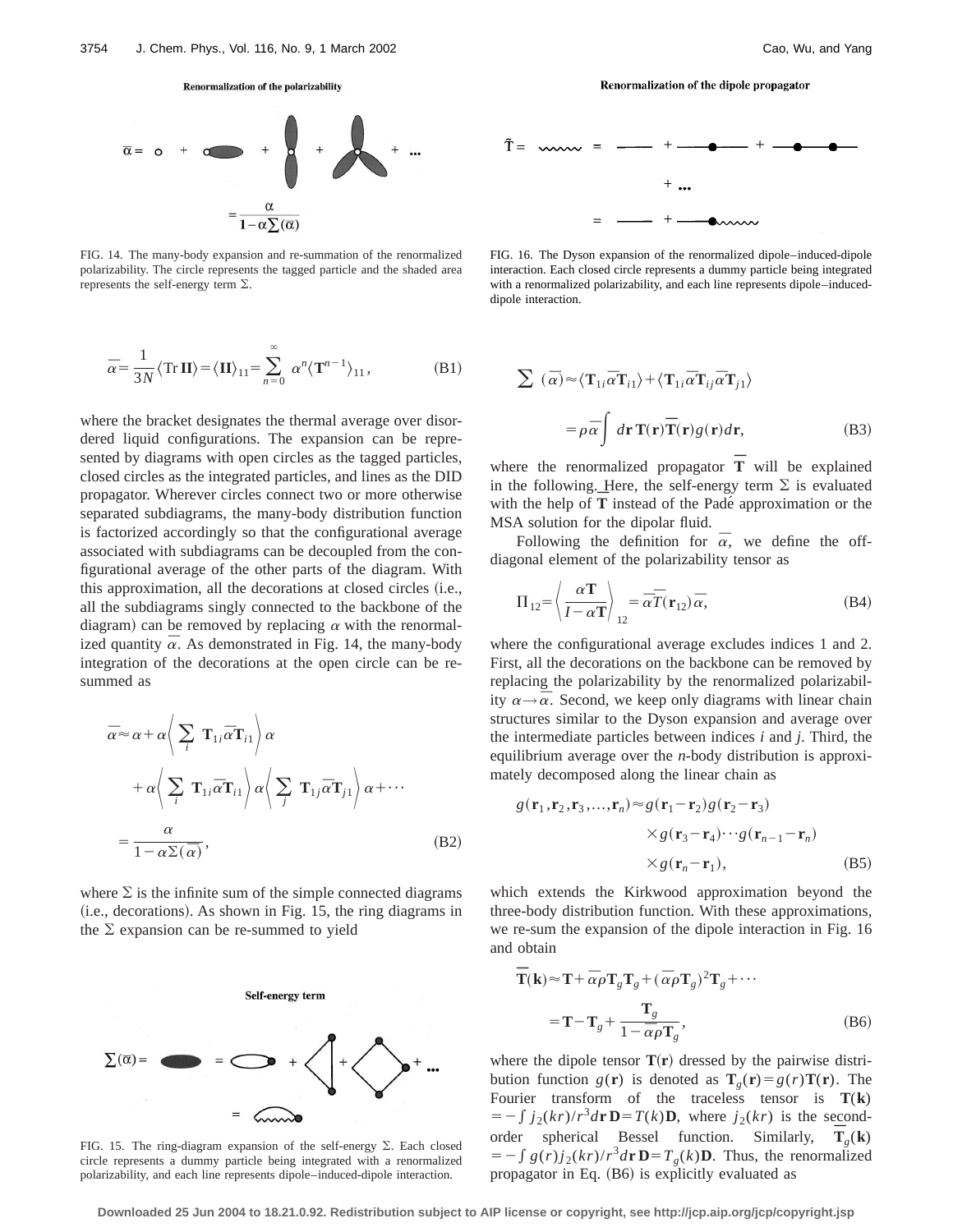Renormalization of the polarizability

$$\bar{\alpha} = \frac{\alpha}{1-\alpha\sum(\bar{\alpha})}$$

FIG. 14. The many-body expansion and re-summation of the renormalized polarizability. The circle represents the tagged particle and the shaded area represents the self-energy term $\Sigma$.

$$\bar{\alpha} = \frac{1}{3N}\langle \mathrm{Tr}\,\mathbf{\Pi}\rangle = \langle \mathbf{\Pi}\rangle_{11} = \sum_{n=0}^{\infty} \alpha^n \langle \mathbf{T}^{n-1}\rangle_{11}, \tag{B1}$$

where the bracket designates the thermal average over disordered liquid configurations. The expansion can be represented by diagrams with open circles as the tagged particles, closed circles as the integrated particles, and lines as the DID propagator. Wherever circles connect two or more otherwise separated subdiagrams, the many-body distribution function is factorized accordingly so that the configurational average associated with subdiagrams can be decoupled from the configurational average of the other parts of the diagram. With this approximation, all the decorations at closed circles (i.e., all the subdiagrams singly connected to the backbone of the diagram) can be removed by replacing $\alpha$ with the renormalized quantity $\bar{\alpha}$. As demonstrated in Fig. 14, the many-body integration of the decorations at the open circle can be re-summed as

$$\begin{aligned}
\bar{\alpha} &\approx \alpha + \alpha\left\langle \sum_i \mathbf{T}_{1i}\bar{\alpha}\mathbf{T}_{i1}\right\rangle \alpha \\
&\quad + \alpha\left\langle \sum_i \mathbf{T}_{1i}\bar{\alpha}\mathbf{T}_{i1}\right\rangle \alpha \left\langle \sum_j \mathbf{T}_{1j}\bar{\alpha}\mathbf{T}_{j1}\right\rangle \alpha + \cdots \\
&= \frac{\alpha}{1-\alpha\Sigma(\bar{\alpha})},
\end{aligned} \tag{B2}$$

where $\Sigma$ is the infinite sum of the simple connected diagrams (i.e., decorations). As shown in Fig. 15, the ring diagrams in the $\Sigma$ expansion can be re-summed to yield

Self-energy term

FIG. 15. The ring-diagram expansion of the self-energy $\Sigma$. Each closed circle represents a dummy particle being integrated with a renormalized polarizability, and each line represents dipole–induced-dipole interaction.

Renormalization of the dipole propagator

FIG. 16. The Dyson expansion of the renormalized dipole–induced-dipole interaction. Each closed circle represents a dummy particle being integrated with a renormalized polarizability, and each line represents dipole–induced-dipole interaction.

$$\begin{aligned}
\sum(\bar{\alpha}) &\approx \langle \mathbf{T}_{1i}\bar{\alpha}\mathbf{T}_{i1}\rangle + \langle \mathbf{T}_{1i}\bar{\alpha}\overline{\mathbf{T}}_{ij}\bar{\alpha}\mathbf{T}_{j1}\rangle \\
&= \rho\bar{\alpha}\int d\mathbf{r}\,\mathbf{T}(\mathbf{r})\overline{\mathbf{T}}(\mathbf{r})g(\mathbf{r})d\mathbf{r},
\end{aligned} \tag{B3}$$

where the renormalized propagator $\overline{\mathbf{T}}$ will be explained in the following. Here, the self-energy term $\Sigma$ is evaluated with the help of $\overline{\mathbf{T}}$ instead of the Padé approximation or the MSA solution for the dipolar fluid.

Following the definition for $\bar{\alpha}$, we define the off-diagonal element of the polarizability tensor as

$$\Pi_{12} = \left\langle \frac{\alpha\mathbf{T}}{I-\alpha\mathbf{T}}\right\rangle_{12} = \bar{\alpha}\overline{T}(\mathbf{r}_{12})\bar{\alpha}, \tag{B4}$$

where the configurational average excludes indices 1 and 2. First, all the decorations on the backbone can be removed by replacing the polarizability by the renormalized polarizability $\alpha \rightarrow \bar{\alpha}$. Second, we keep only diagrams with linear chain structures similar to the Dyson expansion and average over the intermediate particles between indices $i$ and $j$. Third, the equilibrium average over the $n$-body distribution is approximately decomposed along the linear chain as

$$\begin{aligned}
g(\mathbf{r}_1,\mathbf{r}_2,\mathbf{r}_3,\ldots,\mathbf{r}_n) &\approx g(\mathbf{r}_1-\mathbf{r}_2)g(\mathbf{r}_2-\mathbf{r}_3) \\
&\quad \times g(\mathbf{r}_3-\mathbf{r}_4)\cdots g(\mathbf{r}_{n-1}-\mathbf{r}_n) \\
&\quad \times g(\mathbf{r}_n-\mathbf{r}_1),
\end{aligned} \tag{B5}$$

which extends the Kirkwood approximation beyond the three-body distribution function. With these approximations, we re-sum the expansion of the dipole interaction in Fig. 16 and obtain

$$\begin{aligned}
\overline{\mathbf{T}}(\mathbf{k}) &\approx \mathbf{T} + \bar{\alpha}\rho\mathbf{T}_g\mathbf{T}_g + (\bar{\alpha}\rho\mathbf{T}_g)^2\mathbf{T}_g + \cdots \\
&= \mathbf{T} - \mathbf{T}_g + \frac{\mathbf{T}_g}{1-\bar{\alpha}\rho\mathbf{T}_g},
\end{aligned} \tag{B6}$$

where the dipole tensor $\mathbf{T}(\mathbf{r})$ dressed by the pairwise distribution function $g(\mathbf{r})$ is denoted as $\mathbf{T}_g(\mathbf{r}) = g(r)\mathbf{T}(\mathbf{r})$. The Fourier transform of the traceless tensor is $\mathbf{T}(\mathbf{k}) = -\int j_2(kr)/r^3 d\mathbf{r}\,\mathbf{D} = T(k)\mathbf{D}$, where $j_2(kr)$ is the second-order spherical Bessel function. Similarly, $\overline{\mathbf{T}}_g(\mathbf{k}) = -\int g(r)j_2(kr)/r^3 d\mathbf{r}\,\mathbf{D} = T_g(k)\mathbf{D}$. Thus, the renormalized propagator in Eq. (B6) is explicitly evaluated as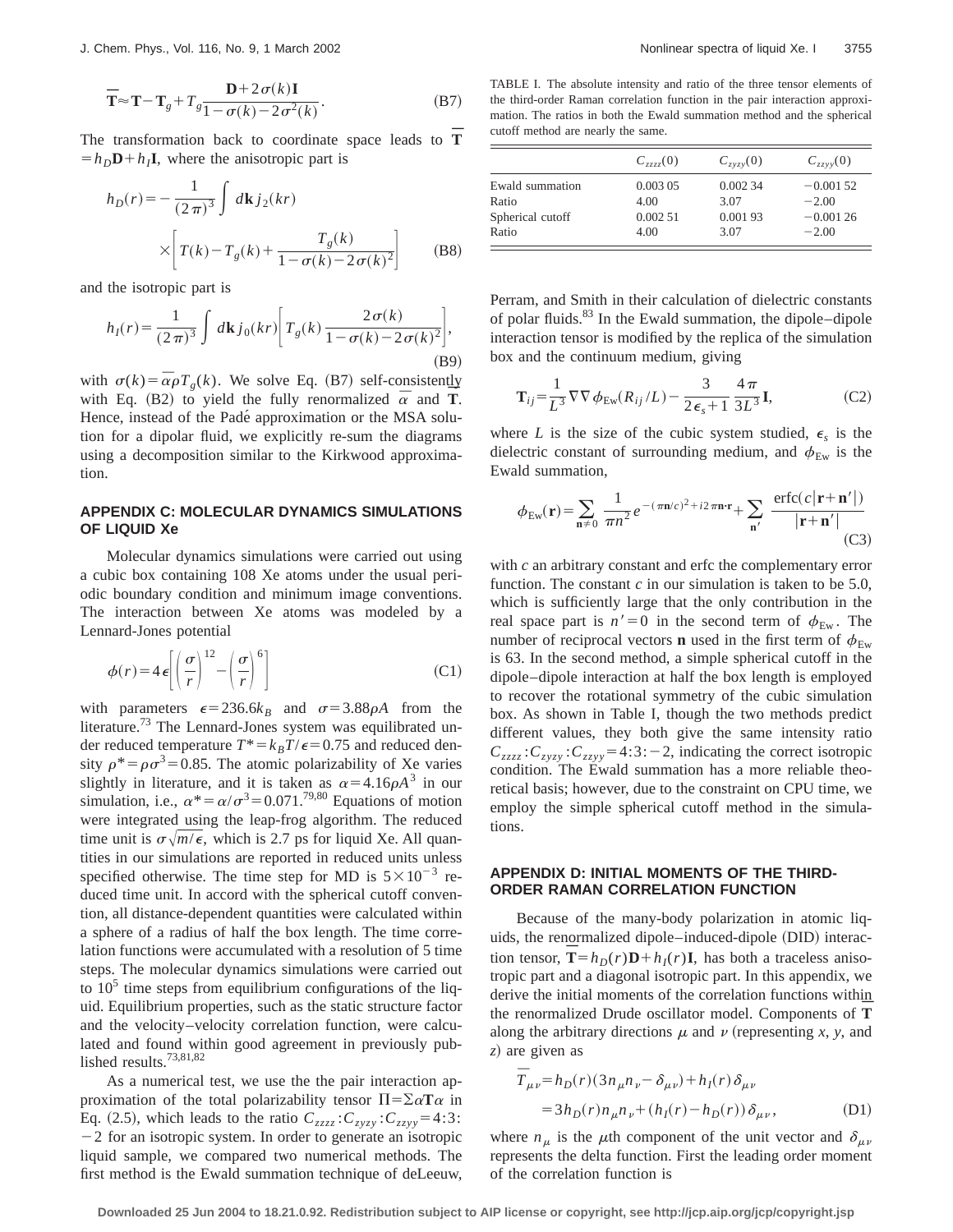$$\overline{\mathbf{T}} \approx \mathbf{T} - \mathbf{T}_g + T_g \frac{\mathbf{D} + 2\sigma(k)\mathbf{I}}{1 - \sigma(k) - 2\sigma^2(k)}. \tag{B7}$$

The transformation back to coordinate space leads to $\overline{\mathbf{T}} = h_D \mathbf{D} + h_I \mathbf{I}$, where the anisotropic part is

$$h_D(r) = -\frac{1}{(2\pi)^3} \int d\mathbf{k}\, j_2(kr) \times \left[ T(k) - T_g(k) + \frac{T_g(k)}{1 - \sigma(k) - 2\sigma(k)^2} \right] \tag{B8}$$

and the isotropic part is

$$h_I(r) = \frac{1}{(2\pi)^3} \int d\mathbf{k}\, j_0(kr) \left[ T_g(k) \frac{2\sigma(k)}{1 - \sigma(k) - 2\sigma(k)^2} \right], \tag{B9}$$

with $\sigma(k) = \overline{\alpha}\rho T_g(k)$. We solve Eq. (B7) self-consistently with Eq. (B2) to yield the fully renormalized $\overline{\alpha}$ and $\overline{\mathbf{T}}$. Hence, instead of the Padé approximation or the MSA solution for a dipolar fluid, we explicitly re-sum the diagrams using a decomposition similar to the Kirkwood approximation.

## APPENDIX C: MOLECULAR DYNAMICS SIMULATIONS OF LIQUID Xe

Molecular dynamics simulations were carried out using a cubic box containing 108 Xe atoms under the usual periodic boundary condition and minimum image conventions. The interaction between Xe atoms was modeled by a Lennard-Jones potential

$$\phi(r) = 4\epsilon \left[ \left( \frac{\sigma}{r} \right)^{12} - \left( \frac{\sigma}{r} \right)^{6} \right] \tag{C1}$$

with parameters $\epsilon = 236.6k_B$ and $\sigma = 3.88\,\text{Å}$ from the literature.[73] The Lennard-Jones system was equilibrated under reduced temperature $T^* = k_B T/\epsilon = 0.75$ and reduced density $\rho^* = \rho\sigma^3 = 0.85$. The atomic polarizability of Xe varies slightly in literature, and it is taken as $\alpha = 4.16\,\text{Å}^3$ in our simulation, i.e., $\alpha^* = \alpha/\sigma^3 = 0.071$.[79,80] Equations of motion were integrated using the leap-frog algorithm. The reduced time unit is $\sigma\sqrt{m/\epsilon}$, which is 2.7 ps for liquid Xe. All quantities in our simulations are reported in reduced units unless specified otherwise. The time step for MD is $5 \times 10^{-3}$ reduced time unit. In accord with the spherical cutoff convention, all distance-dependent quantities were calculated within a sphere of a radius of half the box length. The time correlation functions were accumulated with a resolution of 5 time steps. The molecular dynamics simulations were carried out to $10^5$ time steps from equilibrium configurations of the liquid. Equilibrium properties, such as the static structure factor and the velocity–velocity correlation function, were calculated and found within good agreement in previously published results.[73,81,82]

As a numerical test, we use the the pair interaction approximation of the total polarizability tensor $\Pi = \Sigma\alpha\mathbf{T}\alpha$ in Eq. (2.5), which leads to the ratio $C_{zzzz} : C_{zyzy} : C_{zzyy} = 4:3:-2$ for an isotropic system. In order to generate an isotropic liquid sample, we compared two numerical methods. The first method is the Ewald summation technique of deLeeuw, Perram, and Smith in their calculation of dielectric constants of polar fluids.[83] In the Ewald summation, the dipole–dipole interaction tensor is modified by the replica of the simulation box and the continuum medium, giving

TABLE I. The absolute intensity and ratio of the three tensor elements of the third-order Raman correlation function in the pair interaction approximation. The ratios in both the Ewald summation method and the spherical cutoff method are nearly the same.

| | $C_{zzzz}(0)$ | $C_{zyzy}(0)$ | $C_{zzyy}(0)$ |
|---|---|---|---|
| Ewald summation | 0.003 05 | 0.002 34 | −0.001 52 |
| Ratio | 4.00 | 3.07 | −2.00 |
| Spherical cutoff | 0.002 51 | 0.001 93 | −0.001 26 |
| Ratio | 4.00 | 3.07 | −2.00 |

$$\mathbf{T}_{ij} = \frac{1}{L^3} \nabla\nabla \phi_{\text{Ew}}(R_{ij}/L) - \frac{3}{2\epsilon_s + 1} \frac{4\pi}{3L^3} \mathbf{I}, \tag{C2}$$

where $L$ is the size of the cubic system studied, $\epsilon_s$ is the dielectric constant of surrounding medium, and $\phi_{\text{Ew}}$ is the Ewald summation,

$$\phi_{\text{Ew}}(\mathbf{r}) = \sum_{\mathbf{n} \neq 0} \frac{1}{\pi n^2} e^{-(\pi \mathbf{n}/c)^2 + i2\pi \mathbf{n}\cdot\mathbf{r}} + \sum_{\mathbf{n}'} \frac{\text{erfc}(c|\mathbf{r} + \mathbf{n}'|)}{|\mathbf{r} + \mathbf{n}'|} \tag{C3}$$

with $c$ an arbitrary constant and erfc the complementary error function. The constant $c$ in our simulation is taken to be 5.0, which is sufficiently large that the only contribution in the real space part is $n' = 0$ in the second term of $\phi_{\text{Ew}}$. The number of reciprocal vectors $\mathbf{n}$ used in the first term of $\phi_{\text{Ew}}$ is 63. In the second method, a simple spherical cutoff in the dipole–dipole interaction at half the box length is employed to recover the rotational symmetry of the cubic simulation box. As shown in Table I, though the two methods predict different values, they both give the same intensity ratio $C_{zzzz} : C_{zyzy} : C_{zzyy} = 4:3:-2$, indicating the correct isotropic condition. The Ewald summation has a more reliable theoretical basis; however, due to the constraint on CPU time, we employ the simple spherical cutoff method in the simulations.

## APPENDIX D: INITIAL MOMENTS OF THE THIRD-ORDER RAMAN CORRELATION FUNCTION

Because of the many-body polarization in atomic liquids, the renormalized dipole–induced-dipole (DID) interaction tensor, $\overline{\mathbf{T}} = h_D(r)\mathbf{D} + h_I(r)\mathbf{I}$, has both a traceless anisotropic part and a diagonal isotropic part. In this appendix, we derive the initial moments of the correlation functions within the renormalized Drude oscillator model. Components of $\overline{\mathbf{T}}$ along the arbitrary directions $\mu$ and $\nu$ (representing $x$, $y$, and $z$) are given as

$$\begin{aligned} \overline{T}_{\mu\nu} &= h_D(r)(3n_\mu n_\nu - \delta_{\mu\nu}) + h_I(r)\delta_{\mu\nu} \\ &= 3h_D(r)n_\mu n_\nu + (h_I(r) - h_D(r))\delta_{\mu\nu}, \end{aligned} \tag{D1}$$

where $n_\mu$ is the $\mu$th component of the unit vector and $\delta_{\mu\nu}$ represents the delta function. First the leading order moment of the correlation function is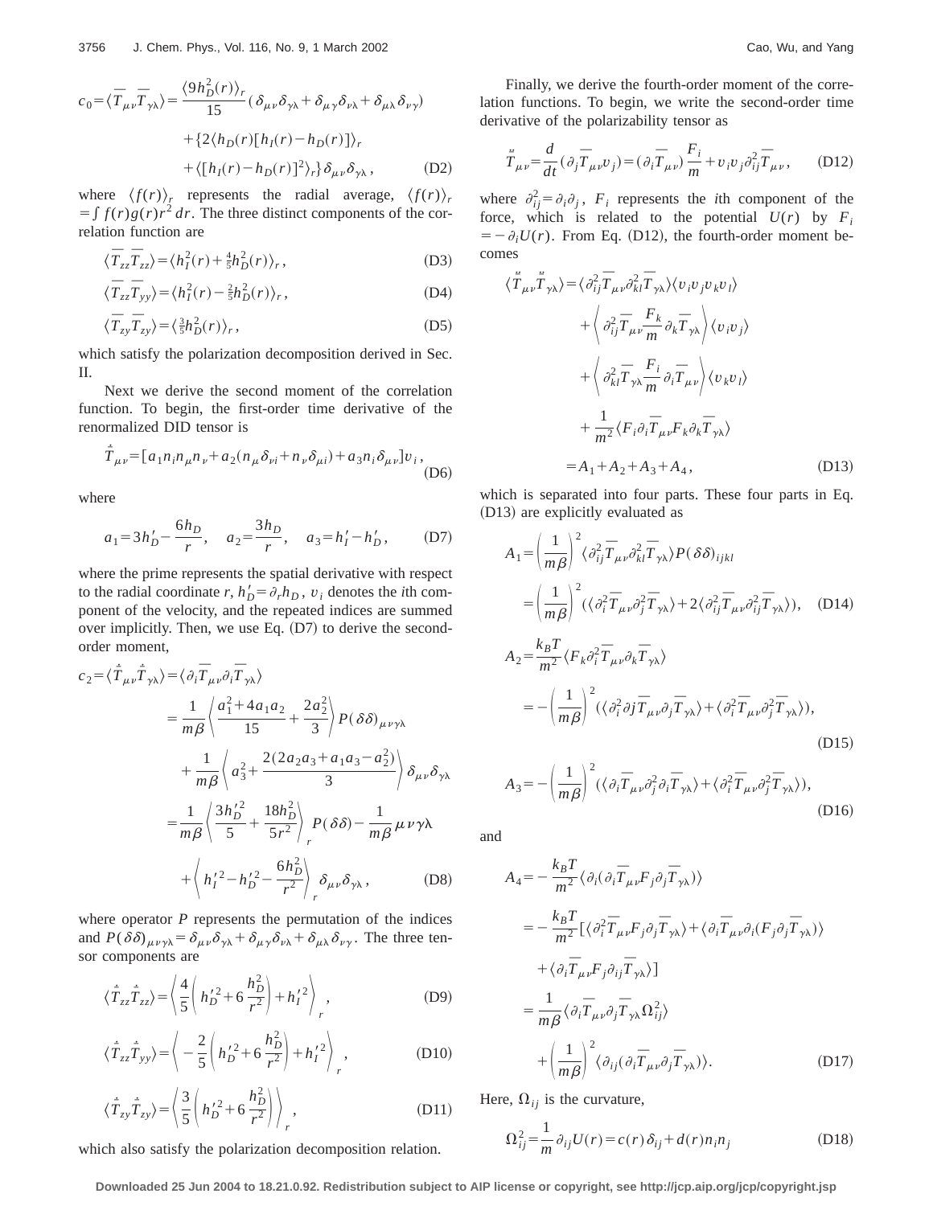$$c_0 = \langle \overline{T}_{\mu\nu}\overline{T}_{\gamma\lambda}\rangle = \frac{\langle 9h_D^2(r)\rangle_r}{15}(\delta_{\mu\nu}\delta_{\gamma\lambda}+\delta_{\mu\gamma}\delta_{\nu\lambda}+\delta_{\mu\lambda}\delta_{\nu\gamma}) + \{2\langle h_D(r)[h_I(r)-h_D(r)]\rangle_r + \langle [h_I(r)-h_D(r)]^2\rangle_r\}\delta_{\mu\nu}\delta_{\gamma\lambda}, \tag{D2}$$

where $\langle f(r)\rangle_r$ represents the radial average, $\langle f(r)\rangle_r = \int f(r)g(r)r^2\,dr$. The three distinct components of the correlation function are

$$\langle \overline{T}_{zz}\overline{T}_{zz}\rangle = \langle h_I^2(r)+\tfrac{4}{5}h_D^2(r)\rangle_r, \tag{D3}$$

$$\langle \overline{T}_{zz}\overline{T}_{yy}\rangle = \langle h_I^2(r)-\tfrac{2}{5}h_D^2(r)\rangle_r, \tag{D4}$$

$$\langle \overline{T}_{zy}\overline{T}_{zy}\rangle = \langle \tfrac{3}{5}h_D^2(r)\rangle_r, \tag{D5}$$

which satisfy the polarization decomposition derived in Sec. II.

Next we derive the second moment of the correlation function. To begin, the first-order time derivative of the renormalized DID tensor is

$$\dot{\overline{T}}_{\mu\nu} = [a_1 n_i n_\mu n_\nu + a_2(n_\mu\delta_{\nu i}+n_\nu\delta_{\mu i}) + a_3 n_i\delta_{\mu\nu}]v_i, \tag{D6}$$

where

$$a_1 = 3h_D' - \frac{6h_D}{r}, \quad a_2 = \frac{3h_D}{r}, \quad a_3 = h_I' - h_D', \tag{D7}$$

where the prime represents the spatial derivative with respect to the radial coordinate $r$, $h_D' = \partial_r h_D$, $v_i$ denotes the $i$th component of the velocity, and the repeated indices are summed over implicitly. Then, we use Eq. (D7) to derive the second-order moment,

$$\begin{aligned} c_2 = \langle \dot{\overline{T}}_{\mu\nu}\dot{\overline{T}}_{\gamma\lambda}\rangle &= \langle \partial_i\overline{T}_{\mu\nu}\partial_i\overline{T}_{\gamma\lambda}\rangle \\ &= \frac{1}{m\beta}\left\langle \frac{a_1^2+4a_1a_2}{15}+\frac{2a_2^2}{3}\right\rangle P(\delta\delta)_{\mu\nu\gamma\lambda} \\ &\quad + \frac{1}{m\beta}\left\langle a_3^2 + \frac{2(2a_2a_3+a_1a_3-a_2^2)}{3}\right\rangle \delta_{\mu\nu}\delta_{\gamma\lambda} \\ &= \frac{1}{m\beta}\left\langle \frac{3h_D'^2}{5}+\frac{18h_D^2}{5r^2}\right\rangle_r P(\delta\delta) - \frac{1}{m\beta}\mu\nu\gamma\lambda \\ &\quad + \left\langle h_I'^2 - h_D'^2 - \frac{6h_D^2}{r^2}\right\rangle_r \delta_{\mu\nu}\delta_{\gamma\lambda}, \end{aligned} \tag{D8}$$

where operator $P$ represents the permutation of the indices and $P(\delta\delta)_{\mu\nu\gamma\lambda} = \delta_{\mu\nu}\delta_{\gamma\lambda}+\delta_{\mu\gamma}\delta_{\nu\lambda}+\delta_{\mu\lambda}\delta_{\nu\gamma}$. The three tensor components are

$$\langle \dot{\overline{T}}_{zz}\dot{\overline{T}}_{zz}\rangle = \left\langle \frac{4}{5}\left(h_D'^2+6\frac{h_D^2}{r^2}\right)+h_I'^2\right\rangle_r, \tag{D9}$$

$$\langle \dot{\overline{T}}_{zz}\dot{\overline{T}}_{yy}\rangle = \left\langle -\frac{2}{5}\left(h_D'^2+6\frac{h_D^2}{r^2}\right)+h_I'^2\right\rangle_r, \tag{D10}$$

$$\langle \dot{\overline{T}}_{zy}\dot{\overline{T}}_{zy}\rangle = \left\langle \frac{3}{5}\left(h_D'^2+6\frac{h_D^2}{r^2}\right)\right\rangle_r, \tag{D11}$$

which also satisfy the polarization decomposition relation.

Finally, we derive the fourth-order moment of the correlation functions. To begin, we write the second-order time derivative of the polarizability tensor as

$$\ddot{\overline{T}}_{\mu\nu} = \frac{d}{dt}(\partial_j\overline{T}_{\mu\nu}v_j) = (\partial_i\overline{T}_{\mu\nu})\frac{F_i}{m} + v_iv_j\partial_{ij}^2\overline{T}_{\mu\nu}, \tag{D12}$$

where $\partial_{ij}^2 = \partial_i\partial_j$, $F_i$ represents the $i$th component of the force, which is related to the potential $U(r)$ by $F_i = -\partial_i U(r)$. From Eq. (D12), the fourth-order moment becomes

$$\begin{aligned} \langle \ddot{\overline{T}}_{\mu\nu}\ddot{\overline{T}}_{\gamma\lambda}\rangle &= \langle \partial_{ij}^2\overline{T}_{\mu\nu}\partial_{kl}^2\overline{T}_{\gamma\lambda}\rangle\langle v_iv_jv_kv_l\rangle \\ &\quad + \left\langle \partial_{ij}^2\overline{T}_{\mu\nu}\frac{F_k}{m}\partial_k\overline{T}_{\gamma\lambda}\right\rangle\langle v_iv_j\rangle \\ &\quad + \left\langle \partial_{kl}^2\overline{T}_{\gamma\lambda}\frac{F_i}{m}\partial_i\overline{T}_{\mu\nu}\right\rangle\langle v_kv_l\rangle \\ &\quad + \frac{1}{m^2}\langle F_i\partial_i\overline{T}_{\mu\nu}F_k\partial_k\overline{T}_{\gamma\lambda}\rangle \\ &= A_1+A_2+A_3+A_4, \end{aligned} \tag{D13}$$

which is separated into four parts. These four parts in Eq. (D13) are explicitly evaluated as

$$\begin{aligned} A_1 &= \left(\frac{1}{m\beta}\right)^2 \langle \partial_{ij}^2\overline{T}_{\mu\nu}\partial_{kl}^2\overline{T}_{\gamma\lambda}\rangle P(\delta\delta)_{ijkl} \\ &= \left(\frac{1}{m\beta}\right)^2 (\langle \partial_i^2\overline{T}_{\mu\nu}\partial_j^2\overline{T}_{\gamma\lambda}\rangle + 2\langle \partial_{ij}^2\overline{T}_{\mu\nu}\partial_{ij}^2\overline{T}_{\gamma\lambda}\rangle), \end{aligned} \tag{D14}$$

$$\begin{aligned} A_2 &= \frac{k_BT}{m^2}\langle F_k\partial_i^2\overline{T}_{\mu\nu}\partial_k\overline{T}_{\gamma\lambda}\rangle \\ &= -\left(\frac{1}{m\beta}\right)^2 (\langle \partial_i^2\partial j\overline{T}_{\mu\nu}\partial_j\overline{T}_{\gamma\lambda}\rangle + \langle \partial_i^2\overline{T}_{\mu\nu}\partial_j^2\overline{T}_{\gamma\lambda}\rangle), \end{aligned} \tag{D15}$$

$$A_3 = -\left(\frac{1}{m\beta}\right)^2 (\langle \partial_i\overline{T}_{\mu\nu}\partial_j^2\partial_i\overline{T}_{\gamma\lambda}\rangle + \langle \partial_i^2\overline{T}_{\mu\nu}\partial_j^2\overline{T}_{\gamma\lambda}\rangle), \tag{D16}$$

and

$$\begin{aligned} A_4 &= -\frac{k_BT}{m^2}\langle \partial_i(\partial_i\overline{T}_{\mu\nu}F_j\partial_j\overline{T}_{\gamma\lambda})\rangle \\ &= -\frac{k_BT}{m^2}[\langle \partial_i^2\overline{T}_{\mu\nu}F_j\partial_j\overline{T}_{\gamma\lambda}\rangle + \langle \partial_i\overline{T}_{\mu\nu}\partial_i(F_j\partial_j\overline{T}_{\gamma\lambda})\rangle \\ &\quad + \langle \partial_i\overline{T}_{\mu\nu}F_j\partial_{ij}\overline{T}_{\gamma\lambda}\rangle] \\ &= \frac{1}{m\beta}\langle \partial_i\overline{T}_{\mu\nu}\partial_j\overline{T}_{\gamma\lambda}\Omega_{ij}^2\rangle \\ &\quad + \left(\frac{1}{m\beta}\right)^2 \langle \partial_{ij}(\partial_i\overline{T}_{\mu\nu}\partial_j\overline{T}_{\gamma\lambda})\rangle. \end{aligned} \tag{D17}$$

Here, $\Omega_{ij}$ is the curvature,

$$\Omega_{ij}^2 = \frac{1}{m}\partial_{ij}U(r) = c(r)\delta_{ij} + d(r)n_in_j \tag{D18}$$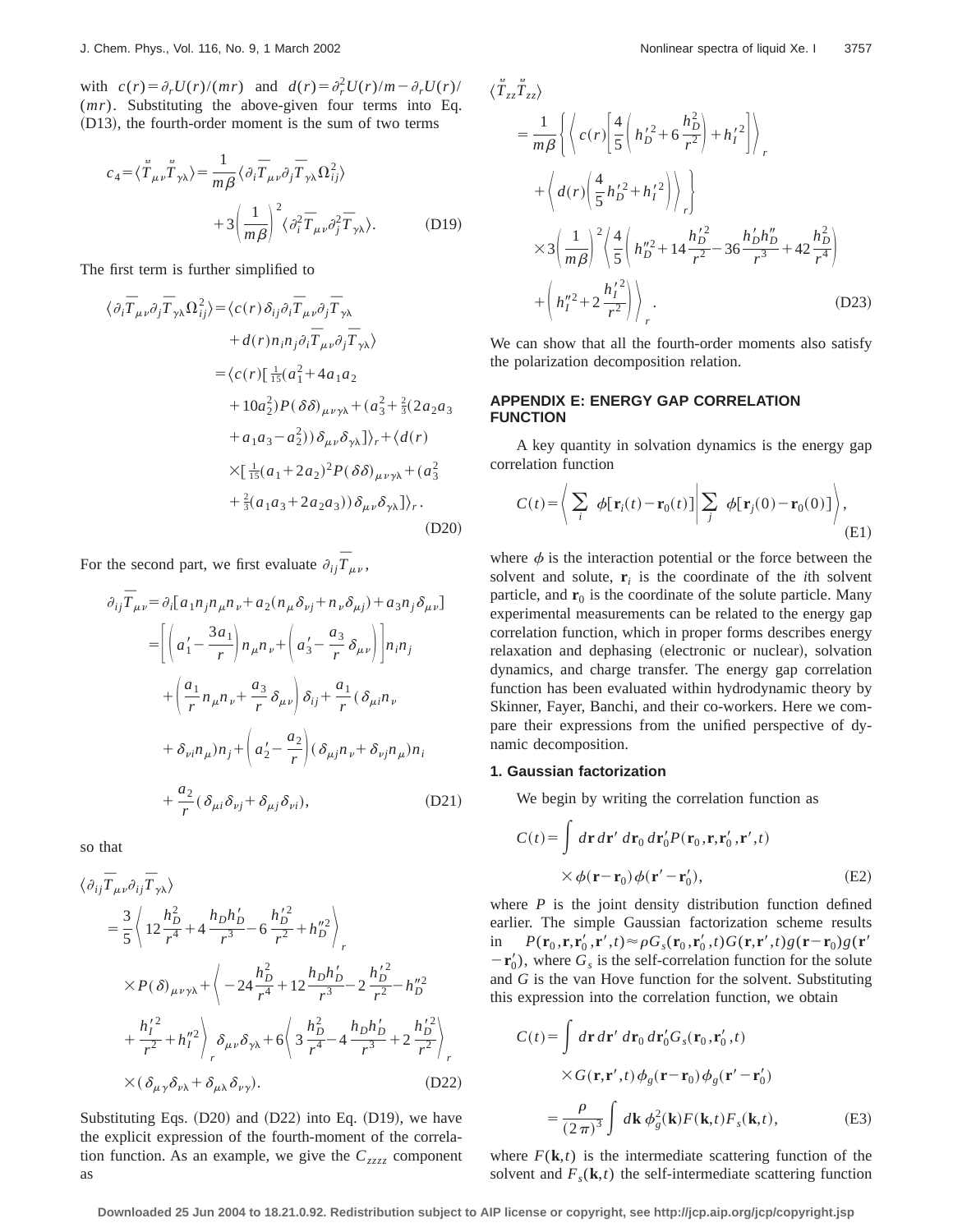with $c(r) = \partial_r U(r)/(mr)$ and $d(r) = \partial_r^2 U(r)/m - \partial_r U(r)/(mr)$. Substituting the above-given four terms into Eq. (D13), the fourth-order moment is the sum of two terms

$$
c_4 = \langle \ddot{T}_{\mu\nu} \ddot{T}_{\gamma\lambda} \rangle = \frac{1}{m\beta} \langle \partial_i \overline{T}_{\mu\nu} \partial_j \overline{T}_{\gamma\lambda} \Omega_{ij}^2 \rangle + 3\left(\frac{1}{m\beta}\right)^2 \langle \partial_i^2 \overline{T}_{\mu\nu} \partial_j^2 \overline{T}_{\gamma\lambda} \rangle. \tag{D19}
$$

The first term is further simplified to

$$
\begin{aligned}
\langle \partial_i \overline{T}_{\mu\nu} \partial_j \overline{T}_{\gamma\lambda} \Omega_{ij}^2 \rangle &= \langle c(r) \delta_{ij} \partial_i \overline{T}_{\mu\nu} \partial_j \overline{T}_{\gamma\lambda} + d(r) n_i n_j \partial_i \overline{T}_{\mu\nu} \partial_j \overline{T}_{\gamma\lambda} \rangle \\
&= \langle c(r) [\tfrac{1}{15}(a_1^2 + 4a_1 a_2 + 10 a_2^2) P(\delta\delta)_{\mu\nu\gamma\lambda} + (a_3^2 + \tfrac{2}{3}(2a_2 a_3 + a_1 a_3 - a_2^2)) \delta_{\mu\nu}\delta_{\gamma\lambda}] \rangle_r + \langle d(r) \\
&\quad \times [\tfrac{1}{15}(a_1 + 2a_2)^2 P(\delta\delta)_{\mu\nu\gamma\lambda} + (a_3^2 + \tfrac{2}{3}(a_1 a_3 + 2a_2 a_3)) \delta_{\mu\nu}\delta_{\gamma\lambda}] \rangle_r .
\end{aligned} \tag{D20}
$$

For the second part, we first evaluate $\partial_{ij} \overline{T}_{\mu\nu}$,

$$
\begin{aligned}
\partial_{ij} \overline{T}_{\mu\nu} &= \partial_i [a_1 n_j n_\mu n_\nu + a_2 (n_\mu \delta_{\nu j} + n_\nu \delta_{\mu j}) + a_3 n_j \delta_{\mu\nu}] \\
&= \left[ \left( a_1' - \frac{3a_1}{r} \right) n_\mu n_\nu + \left( a_3' - \frac{a_3}{r} \delta_{\mu\nu} \right) \right] n_i n_j \\
&\quad + \left( \frac{a_1}{r} n_\mu n_\nu + \frac{a_3}{r} \delta_{\mu\nu} \right) \delta_{ij} + \frac{a_1}{r} (\delta_{\mu i} n_\nu + \delta_{\nu i} n_\mu) n_j + \left( a_2' - \frac{a_2}{r} \right) (\delta_{\mu j} n_\nu + \delta_{\nu j} n_\mu) n_i \\
&\quad + \frac{a_2}{r} (\delta_{\mu i}\delta_{\nu j} + \delta_{\mu j}\delta_{\nu i}),
\end{aligned} \tag{D21}
$$

so that

$$
\begin{aligned}
\langle \partial_{ij} \overline{T}_{\mu\nu} \partial_{ij} \overline{T}_{\gamma\lambda} \rangle &= \frac{3}{5} \left\langle 12 \frac{h_D^2}{r^4} + 4 \frac{h_D h_D'}{r^3} - 6 \frac{h_D'^2}{r^2} + h_D''^2 \right\rangle_r \times P(\delta)_{\mu\nu\gamma\lambda} + \left\langle -24 \frac{h_D^2}{r^4} + 12 \frac{h_D h_D'}{r^3} - 2 \frac{h_D'^2}{r^2} - h_D''^2 \right. \\
&\quad \left. + \frac{h_I'^2}{r^2} + h_I''^2 \right\rangle_r \delta_{\mu\nu}\delta_{\gamma\lambda} + 6 \left\langle 3 \frac{h_D^2}{r^4} - 4 \frac{h_D h_D'}{r^3} + 2 \frac{h_D'^2}{r^2} \right\rangle_r \\
&\quad \times (\delta_{\mu\gamma}\delta_{\nu\lambda} + \delta_{\mu\lambda}\delta_{\nu\gamma}).
\end{aligned} \tag{D22}
$$

Substituting Eqs. (D20) and (D22) into Eq. (D19), we have the explicit expression of the fourth-moment of the correlation function. As an example, we give the $C_{zzzz}$ component as

$$
\begin{aligned}
\langle \ddot{T}_{zz} \ddot{T}_{zz} \rangle &= \frac{1}{m\beta} \left\{ \left\langle c(r) \left[ \frac{4}{5} \left( h_D'^2 + 6 \frac{h_D^2}{r^2} \right) + h_I'^2 \right] \right\rangle_r + \left\langle d(r) \left( \frac{4}{5} h_D'^2 + h_I'^2 \right) \right\rangle_r \right\} \\
&\quad \times 3 \left( \frac{1}{m\beta} \right)^2 \left\langle \frac{4}{5} \left( h_D''^2 + 14 \frac{h_D'^2}{r^2} - 36 \frac{h_D' h_D''}{r^3} + 42 \frac{h_D^2}{r^4} \right) + \left( h_I''^2 + 2 \frac{h_I'^2}{r^2} \right) \right\rangle_r .
\end{aligned} \tag{D23}
$$

We can show that all the fourth-order moments also satisfy the polarization decomposition relation.

## APPENDIX E: ENERGY GAP CORRELATION FUNCTION

A key quantity in solvation dynamics is the energy gap correlation function

$$
C(t) = \left\langle \sum_i \phi[\mathbf{r}_i(t) - \mathbf{r}_0(t)] \middle| \sum_j \phi[\mathbf{r}_j(0) - \mathbf{r}_0(0)] \right\rangle, \tag{E1}
$$

where $\phi$ is the interaction potential or the force between the solvent and solute, $\mathbf{r}_i$ is the coordinate of the $i$th solvent particle, and $\mathbf{r}_0$ is the coordinate of the solute particle. Many experimental measurements can be related to the energy gap correlation function, which in proper forms describes energy relaxation and dephasing (electronic or nuclear), solvation dynamics, and charge transfer. The energy gap correlation function has been evaluated within hydrodynamic theory by Skinner, Fayer, Banchi, and their co-workers. Here we compare their expressions from the unified perspective of dynamic decomposition.

### 1. Gaussian factorization

We begin by writing the correlation function as

$$
C(t) = \int d\mathbf{r}\, d\mathbf{r}'\, d\mathbf{r}_0\, d\mathbf{r}_0' P(\mathbf{r}_0, \mathbf{r}, \mathbf{r}_0', \mathbf{r}', t) \times \phi(\mathbf{r} - \mathbf{r}_0) \phi(\mathbf{r}' - \mathbf{r}_0'), \tag{E2}
$$

where $P$ is the joint density distribution function defined earlier. The simple Gaussian factorization scheme results in $P(\mathbf{r}_0, \mathbf{r}, \mathbf{r}_0', \mathbf{r}', t) \approx \rho G_s(\mathbf{r}_0, \mathbf{r}_0', t) G(\mathbf{r}, \mathbf{r}', t) g(\mathbf{r} - \mathbf{r}_0) g(\mathbf{r}' - \mathbf{r}_0')$, where $G_s$ is the self-correlation function for the solute and $G$ is the van Hove function for the solvent. Substituting this expression into the correlation function, we obtain

$$
\begin{aligned}
C(t) &= \int d\mathbf{r}\, d\mathbf{r}'\, d\mathbf{r}_0\, d\mathbf{r}_0' G_s(\mathbf{r}_0, \mathbf{r}_0', t) \times G(\mathbf{r}, \mathbf{r}', t) \phi_g(\mathbf{r} - \mathbf{r}_0) \phi_g(\mathbf{r}' - \mathbf{r}_0') \\
&= \frac{\rho}{(2\pi)^3} \int d\mathbf{k}\, \phi_g^2(\mathbf{k}) F(\mathbf{k}, t) F_s(\mathbf{k}, t),
\end{aligned} \tag{E3}
$$

where $F(\mathbf{k}, t)$ is the intermediate scattering function of the solvent and $F_s(\mathbf{k}, t)$ the self-intermediate scattering function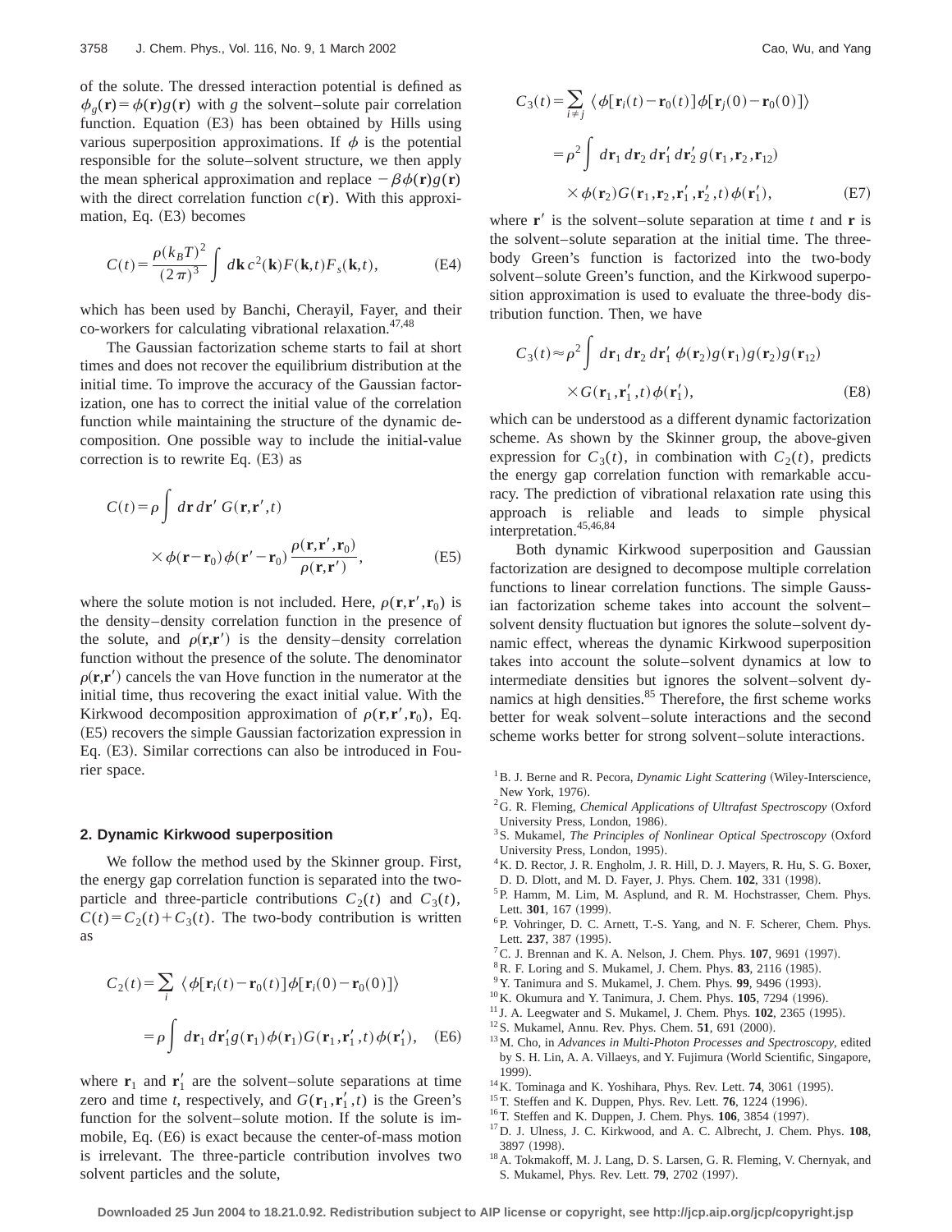of the solute. The dressed interaction potential is defined as $\phi_g(\mathbf{r})=\phi(\mathbf{r})g(\mathbf{r})$ with $g$ the solvent–solute pair correlation function. Equation (E3) has been obtained by Hills using various superposition approximations. If $\phi$ is the potential responsible for the solute–solvent structure, we then apply the mean spherical approximation and replace $-\beta\phi(\mathbf{r})g(\mathbf{r})$ with the direct correlation function $c(\mathbf{r})$. With this approximation, Eq. (E3) becomes

$$C(t)=\frac{\rho(k_BT)^2}{(2\pi)^3}\int d\mathbf{k}\, c^2(\mathbf{k})F(\mathbf{k},t)F_s(\mathbf{k},t), \tag{E4}$$

which has been used by Banchi, Cherayil, Fayer, and their co-workers for calculating vibrational relaxation.[47,48]

The Gaussian factorization scheme starts to fail at short times and does not recover the equilibrium distribution at the initial time. To improve the accuracy of the Gaussian factorization, one has to correct the initial value of the correlation function while maintaining the structure of the dynamic decomposition. One possible way to include the initial-value correction is to rewrite Eq. (E3) as

$$C(t)=\rho\int d\mathbf{r}\,d\mathbf{r}'\,G(\mathbf{r},\mathbf{r}',t)\times\phi(\mathbf{r}-\mathbf{r}_0)\phi(\mathbf{r}'-\mathbf{r}_0)\frac{\rho(\mathbf{r},\mathbf{r}',\mathbf{r}_0)}{\rho(\mathbf{r},\mathbf{r}')}, \tag{E5}$$

where the solute motion is not included. Here, $\rho(\mathbf{r},\mathbf{r}',\mathbf{r}_0)$ is the density–density correlation function in the presence of the solute, and $\rho(\mathbf{r},\mathbf{r}')$ is the density–density correlation function without the presence of the solute. The denominator $\rho(\mathbf{r},\mathbf{r}')$ cancels the van Hove function in the numerator at the initial time, thus recovering the exact initial value. With the Kirkwood decomposition approximation of $\rho(\mathbf{r},\mathbf{r}',\mathbf{r}_0)$, Eq. (E5) recovers the simple Gaussian factorization expression in Eq. (E3). Similar corrections can also be introduced in Fourier space.

### 2. Dynamic Kirkwood superposition

We follow the method used by the Skinner group. First, the energy gap correlation function is separated into the two-particle and three-particle contributions $C_2(t)$ and $C_3(t)$, $C(t)=C_2(t)+C_3(t)$. The two-body contribution is written as

$$C_2(t)=\sum_i\langle\phi[\mathbf{r}_i(t)-\mathbf{r}_0(t)]\phi[\mathbf{r}_i(0)-\mathbf{r}_0(0)]\rangle=\rho\int d\mathbf{r}_1\,d\mathbf{r}_1'g(\mathbf{r}_1)\phi(\mathbf{r}_1)G(\mathbf{r}_1,\mathbf{r}_1',t)\phi(\mathbf{r}_1'), \tag{E6}$$

where $\mathbf{r}_1$ and $\mathbf{r}_1'$ are the solvent–solute separations at time zero and time $t$, respectively, and $G(\mathbf{r}_1,\mathbf{r}_1',t)$ is the Green's function for the solvent–solute motion. If the solute is immobile, Eq. (E6) is exact because the center-of-mass motion is irrelevant. The three-particle contribution involves two solvent particles and the solute,

$$C_3(t)=\sum_{i\neq j}\langle\phi[\mathbf{r}_i(t)-\mathbf{r}_0(t)]\phi[\mathbf{r}_j(0)-\mathbf{r}_0(0)]\rangle=\rho^2\int d\mathbf{r}_1\,d\mathbf{r}_2\,d\mathbf{r}_1'\,d\mathbf{r}_2'\,g(\mathbf{r}_1,\mathbf{r}_2,\mathbf{r}_{12})\times\phi(\mathbf{r}_2)G(\mathbf{r}_1,\mathbf{r}_2,\mathbf{r}_1',\mathbf{r}_2',t)\phi(\mathbf{r}_1'), \tag{E7}$$

where $\mathbf{r}'$ is the solvent–solute separation at time $t$ and $\mathbf{r}$ is the solvent–solute separation at the initial time. The three-body Green's function is factorized into the two-body solvent–solute Green's function, and the Kirkwood superposition approximation is used to evaluate the three-body distribution function. Then, we have

$$C_3(t)\approx\rho^2\int d\mathbf{r}_1\,d\mathbf{r}_2\,d\mathbf{r}_1'\,\phi(\mathbf{r}_2)g(\mathbf{r}_1)g(\mathbf{r}_2)g(\mathbf{r}_{12})\times G(\mathbf{r}_1,\mathbf{r}_1',t)\phi(\mathbf{r}_1'), \tag{E8}$$

which can be understood as a different dynamic factorization scheme. As shown by the Skinner group, the above-given expression for $C_3(t)$, in combination with $C_2(t)$, predicts the energy gap correlation function with remarkable accuracy. The prediction of vibrational relaxation rate using this approach is reliable and leads to simple physical interpretation.[45,46,84]

Both dynamic Kirkwood superposition and Gaussian factorization are designed to decompose multiple correlation functions to linear correlation functions. The simple Gaussian factorization scheme takes into account the solvent–solvent density fluctuation but ignores the solute–solvent dynamic effect, whereas the dynamic Kirkwood superposition takes into account the solute–solvent dynamics at low to intermediate densities but ignores the solvent–solvent dynamics at high densities.[85] Therefore, the first scheme works better for weak solvent–solute interactions and the second scheme works better for strong solvent–solute interactions.

[1] B. J. Berne and R. Pecora, *Dynamic Light Scattering* (Wiley-Interscience, New York, 1976).
[2] G. R. Fleming, *Chemical Applications of Ultrafast Spectroscopy* (Oxford University Press, London, 1986).
[3] S. Mukamel, *The Principles of Nonlinear Optical Spectroscopy* (Oxford University Press, London, 1995).
[4] K. D. Rector, J. R. Engholm, J. R. Hill, D. J. Mayers, R. Hu, S. G. Boxer, D. D. Dlott, and M. D. Fayer, J. Phys. Chem. **102**, 331 (1998).
[5] P. Hamm, M. Lim, M. Asplund, and R. M. Hochstrasser, Chem. Phys. Lett. **301**, 167 (1999).
[6] P. Vohringer, D. C. Arnett, T.-S. Yang, and N. F. Scherer, Chem. Phys. Lett. **237**, 387 (1995).
[7] C. J. Brennan and K. A. Nelson, J. Chem. Phys. **107**, 9691 (1997).
[8] R. F. Loring and S. Mukamel, J. Chem. Phys. **83**, 2116 (1985).
[9] Y. Tanimura and S. Mukamel, J. Chem. Phys. **99**, 9496 (1993).
[10] K. Okumura and Y. Tanimura, J. Chem. Phys. **105**, 7294 (1996).
[11] J. A. Leegwater and S. Mukamel, J. Chem. Phys. **102**, 2365 (1995).
[12] S. Mukamel, Annu. Rev. Phys. Chem. **51**, 691 (2000).
[13] M. Cho, in *Advances in Multi-Photon Processes and Spectroscopy*, edited by S. H. Lin, A. A. Villaeys, and Y. Fujimura (World Scientific, Singapore, 1999).
[14] K. Tominaga and K. Yoshihara, Phys. Rev. Lett. **74**, 3061 (1995).
[15] T. Steffen and K. Duppen, Phys. Rev. Lett. **76**, 1224 (1996).
[16] T. Steffen and K. Duppen, J. Chem. Phys. **106**, 3854 (1997).
[17] D. J. Ulness, J. C. Kirkwood, and A. C. Albrecht, J. Chem. Phys. **108**, 3897 (1998).
[18] A. Tokmakoff, M. J. Lang, D. S. Larsen, G. R. Fleming, V. Chernyak, and S. Mukamel, Phys. Rev. Lett. **79**, 2702 (1997).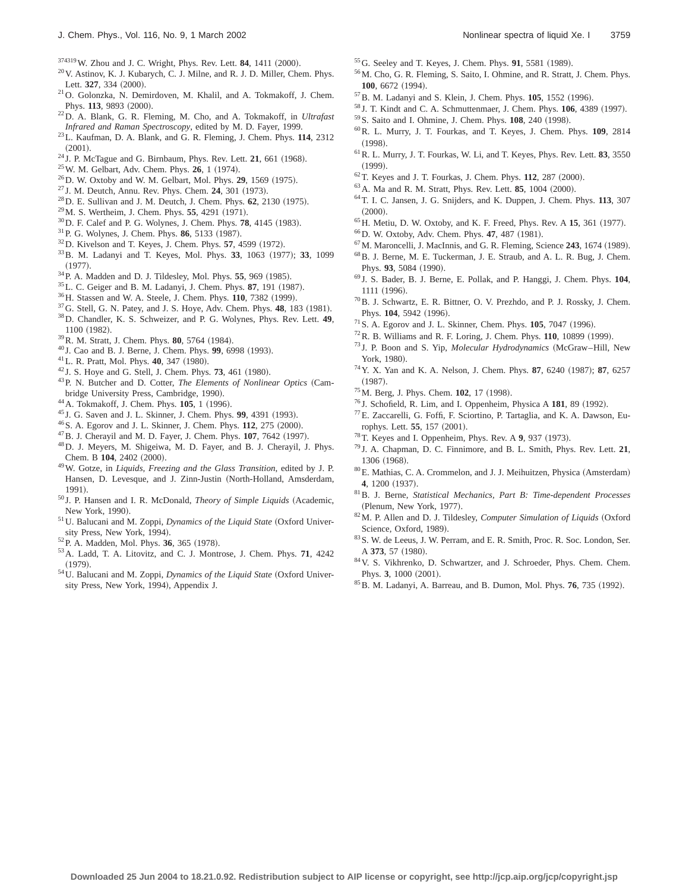[374319] W. Zhou and J. C. Wright, Phys. Rev. Lett. **84**, 1411 (2000).

[20] V. Astinov, K. J. Kubarych, C. J. Milne, and R. J. D. Miller, Chem. Phys. Lett. **327**, 334 (2000).

[21] O. Golonzka, N. Demirdoven, M. Khalil, and A. Tokmakoff, J. Chem. Phys. **113**, 9893 (2000).

[22] D. A. Blank, G. R. Fleming, M. Cho, and A. Tokmakoff, in *Ultrafast Infrared and Raman Spectroscopy*, edited by M. D. Fayer, 1999.

[23] L. Kaufman, D. A. Blank, and G. R. Fleming, J. Chem. Phys. **114**, 2312 (2001).

[24] J. P. McTague and G. Birnbaum, Phys. Rev. Lett. **21**, 661 (1968).

[25] W. M. Gelbart, Adv. Chem. Phys. **26**, 1 (1974).

[26] D. W. Oxtoby and W. M. Gelbart, Mol. Phys. **29**, 1569 (1975).

[27] J. M. Deutch, Annu. Rev. Phys. Chem. **24**, 301 (1973).

[28] D. E. Sullivan and J. M. Deutch, J. Chem. Phys. **62**, 2130 (1975).

[29] M. S. Wertheim, J. Chem. Phys. **55**, 4291 (1971).

[30] D. F. Calef and P. G. Wolynes, J. Chem. Phys. **78**, 4145 (1983).

[31] P. G. Wolynes, J. Chem. Phys. **86**, 5133 (1987).

[32] D. Kivelson and T. Keyes, J. Chem. Phys. **57**, 4599 (1972).

[33] B. M. Ladanyi and T. Keyes, Mol. Phys. **33**, 1063 (1977); **33**, 1099 (1977).

[34] P. A. Madden and D. J. Tildesley, Mol. Phys. **55**, 969 (1985).

[35] L. C. Geiger and B. M. Ladanyi, J. Chem. Phys. **87**, 191 (1987).

[36] H. Stassen and W. A. Steele, J. Chem. Phys. **110**, 7382 (1999).

[37] G. Stell, G. N. Patey, and J. S. Hoye, Adv. Chem. Phys. **48**, 183 (1981).

[38] D. Chandler, K. S. Schweizer, and P. G. Wolynes, Phys. Rev. Lett. **49**, 1100 (1982).

[39] R. M. Stratt, J. Chem. Phys. **80**, 5764 (1984).

[40] J. Cao and B. J. Berne, J. Chem. Phys. **99**, 6998 (1993).

[41] L. R. Pratt, Mol. Phys. **40**, 347 (1980).

[42] J. S. Hoye and G. Stell, J. Chem. Phys. **73**, 461 (1980).

[43] P. N. Butcher and D. Cotter, *The Elements of Nonlinear Optics* (Cambridge University Press, Cambridge, 1990).

[44] A. Tokmakoff, J. Chem. Phys. **105**, 1 (1996).

[45] J. G. Saven and J. L. Skinner, J. Chem. Phys. **99**, 4391 (1993).

[46] S. A. Egorov and J. L. Skinner, J. Chem. Phys. **112**, 275 (2000).

[47] B. J. Cherayil and M. D. Fayer, J. Chem. Phys. **107**, 7642 (1997).

[48] D. J. Meyers, M. Shigeiwa, M. D. Fayer, and B. J. Cherayil, J. Phys. Chem. B **104**, 2402 (2000).

[49] W. Gotze, in *Liquids, Freezing and the Glass Transition*, edited by J. P. Hansen, D. Levesque, and J. Zinn-Justin (North-Holland, Amsderdam, 1991).

[50] J. P. Hansen and I. R. McDonald, *Theory of Simple Liquids* (Academic, New York, 1990).

[51] U. Balucani and M. Zoppi, *Dynamics of the Liquid State* (Oxford University Press, New York, 1994).

[52] P. A. Madden, Mol. Phys. **36**, 365 (1978).

[53] A. Ladd, T. A. Litovitz, and C. J. Montrose, J. Chem. Phys. **71**, 4242 (1979).

[54] U. Balucani and M. Zoppi, *Dynamics of the Liquid State* (Oxford University Press, New York, 1994), Appendix J.

[55] G. Seeley and T. Keyes, J. Chem. Phys. **91**, 5581 (1989).

[56] M. Cho, G. R. Fleming, S. Saito, I. Ohmine, and R. Stratt, J. Chem. Phys. **100**, 6672 (1994).

[57] B. M. Ladanyi and S. Klein, J. Chem. Phys. **105**, 1552 (1996).

[58] J. T. Kindt and C. A. Schmuttenmaer, J. Chem. Phys. **106**, 4389 (1997).

[59] S. Saito and I. Ohmine, J. Chem. Phys. **108**, 240 (1998).

[60] R. L. Murry, J. T. Fourkas, and T. Keyes, J. Chem. Phys. **109**, 2814 (1998).

[61] R. L. Murry, J. T. Fourkas, W. Li, and T. Keyes, Phys. Rev. Lett. **83**, 3550 (1999).

[62] T. Keyes and J. T. Fourkas, J. Chem. Phys. **112**, 287 (2000).

[63] A. Ma and R. M. Stratt, Phys. Rev. Lett. **85**, 1004 (2000).

[64] T. I. C. Jansen, J. G. Snijders, and K. Duppen, J. Chem. Phys. **113**, 307 (2000).

[65] H. Metiu, D. W. Oxtoby, and K. F. Freed, Phys. Rev. A **15**, 361 (1977).

[66] D. W. Oxtoby, Adv. Chem. Phys. **47**, 487 (1981).

[67] M. Maroncelli, J. MacInnis, and G. R. Fleming, Science **243**, 1674 (1989).

[68] B. J. Berne, M. E. Tuckerman, J. E. Straub, and A. L. R. Bug, J. Chem. Phys. **93**, 5084 (1990).

[69] J. S. Bader, B. J. Berne, E. Pollak, and P. Hanggi, J. Chem. Phys. **104**, 1111 (1996).

[70] B. J. Schwartz, E. R. Bittner, O. V. Prezhdo, and P. J. Rossky, J. Chem. Phys. **104**, 5942 (1996).

[71] S. A. Egorov and J. L. Skinner, Chem. Phys. **105**, 7047 (1996).

[72] R. B. Williams and R. F. Loring, J. Chem. Phys. **110**, 10899 (1999).

[73] J. P. Boon and S. Yip, *Molecular Hydrodynamics* (McGraw–Hill, New York, 1980).

[74] Y. X. Yan and K. A. Nelson, J. Chem. Phys. **87**, 6240 (1987); **87**, 6257 (1987).

[75] M. Berg, J. Phys. Chem. **102**, 17 (1998).

[76] J. Schofield, R. Lim, and I. Oppenheim, Physica A **181**, 89 (1992).

[77] E. Zaccarelli, G. Foffi, F. Sciortino, P. Tartaglia, and K. A. Dawson, Europhys. Lett. **55**, 157 (2001).

[78] T. Keyes and I. Oppenheim, Phys. Rev. A **9**, 937 (1973).

[79] J. A. Chapman, D. C. Finnimore, and B. L. Smith, Phys. Rev. Lett. **21**, 1306 (1968).

[80] E. Mathias, C. A. Crommelon, and J. J. Meihuitzen, Physica (Amsterdam) **4**, 1200 (1937).

[81] B. J. Berne, *Statistical Mechanics, Part B: Time-dependent Processes* (Plenum, New York, 1977).

[82] M. P. Allen and D. J. Tildesley, *Computer Simulation of Liquids* (Oxford Science, Oxford, 1989).

[83] S. W. de Leeus, J. W. Perram, and E. R. Smith, Proc. R. Soc. London, Ser. A **373**, 57 (1980).

[84] V. S. Vikhrenko, D. Schwartzer, and J. Schroeder, Phys. Chem. Chem. Phys. **3**, 1000 (2001).

[85] B. M. Ladanyi, A. Barreau, and B. Dumon, Mol. Phys. **76**, 735 (1992).